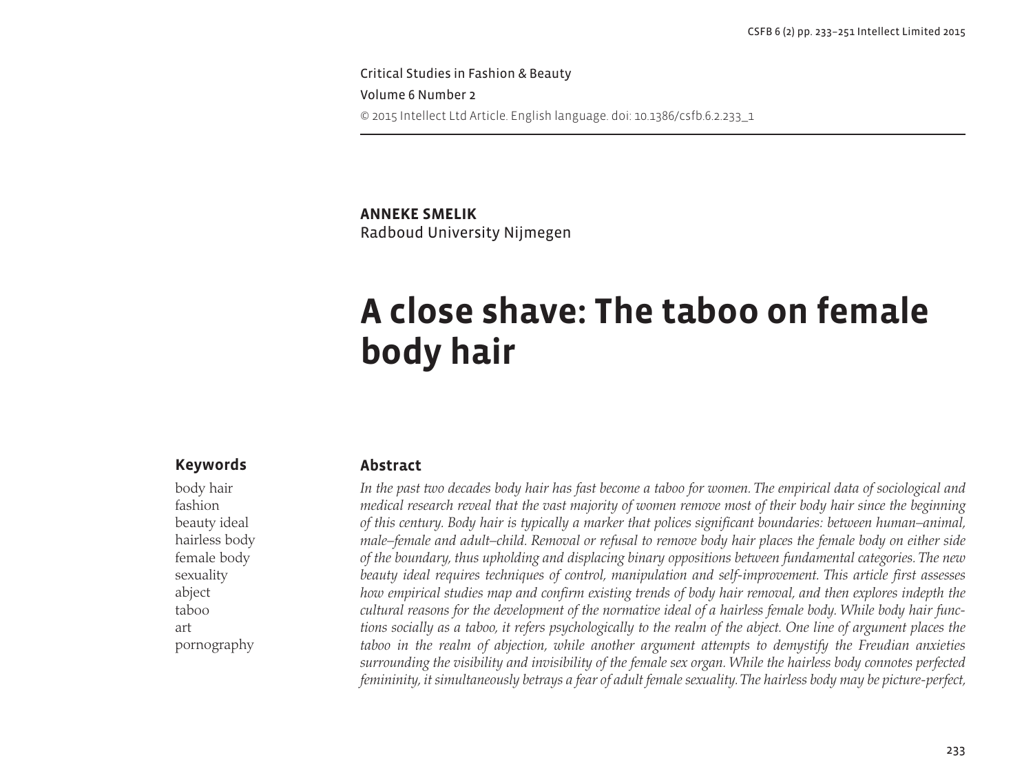Critical Studies in Fashion & Beauty
Volume 6 Number 2
© 2015 Intellect Ltd Article. English language. doi: 10.1386/csfb.6.2.233_1

**ANNEKE SMELIK**
Radboud University Nijmegen

# A close shave: The taboo on female body hair

## Abstract

*In the past two decades body hair has fast become a taboo for women. The empirical data of sociological and medical research reveal that the vast majority of women remove most of their body hair since the beginning of this century. Body hair is typically a marker that polices significant boundaries: between human–animal, male–female and adult–child. Removal or refusal to remove body hair places the female body on either side of the boundary, thus upholding and displacing binary oppositions between fundamental categories. The new beauty ideal requires techniques of control, manipulation and self-improvement. This article first assesses how empirical studies map and confirm existing trends of body hair removal, and then explores indepth the cultural reasons for the development of the normative ideal of a hairless female body. While body hair functions socially as a taboo, it refers psychologically to the realm of the abject. One line of argument places the taboo in the realm of abjection, while another argument attempts to demystify the Freudian anxieties surrounding the visibility and invisibility of the female sex organ. While the hairless body connotes perfected femininity, it simultaneously betrays a fear of adult female sexuality. The hairless body may be picture-perfect,*

## Keywords

body hair
fashion
beauty ideal
hairless body
female body
sexuality
abject
taboo
art
pornography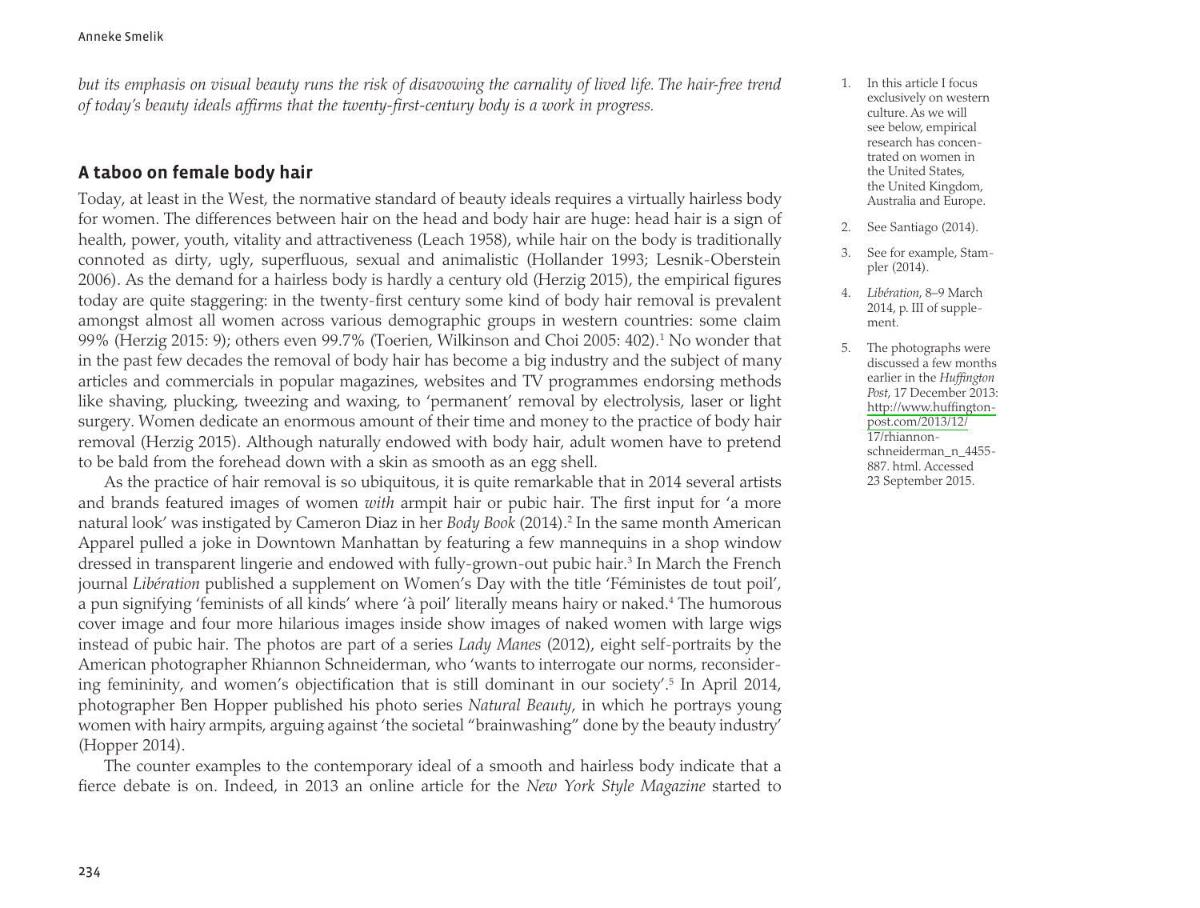*but its emphasis on visual beauty runs the risk of disavowing the carnality of lived life. The hair-free trend of today's beauty ideals affirms that the twenty-first-century body is a work in progress.*

## A taboo on female body hair

Today, at least in the West, the normative standard of beauty ideals requires a virtually hairless body for women. The differences between hair on the head and body hair are huge: head hair is a sign of health, power, youth, vitality and attractiveness (Leach 1958), while hair on the body is traditionally connoted as dirty, ugly, superfluous, sexual and animalistic (Hollander 1993; Lesnik-Oberstein 2006). As the demand for a hairless body is hardly a century old (Herzig 2015), the empirical figures today are quite staggering: in the twenty-first century some kind of body hair removal is prevalent amongst almost all women across various demographic groups in western countries: some claim 99% (Herzig 2015: 9); others even 99.7% (Toerien, Wilkinson and Choi 2005: 402).[1] No wonder that in the past few decades the removal of body hair has become a big industry and the subject of many articles and commercials in popular magazines, websites and TV programmes endorsing methods like shaving, plucking, tweezing and waxing, to 'permanent' removal by electrolysis, laser or light surgery. Women dedicate an enormous amount of their time and money to the practice of body hair removal (Herzig 2015). Although naturally endowed with body hair, adult women have to pretend to be bald from the forehead down with a skin as smooth as an egg shell.

As the practice of hair removal is so ubiquitous, it is quite remarkable that in 2014 several artists and brands featured images of women *with* armpit hair or pubic hair. The first input for 'a more natural look' was instigated by Cameron Diaz in her *Body Book* (2014).[2] In the same month American Apparel pulled a joke in Downtown Manhattan by featuring a few mannequins in a shop window dressed in transparent lingerie and endowed with fully-grown-out pubic hair.[3] In March the French journal *Libération* published a supplement on Women's Day with the title 'Féministes de tout poil', a pun signifying 'feminists of all kinds' where 'à poil' literally means hairy or naked.[4] The humorous cover image and four more hilarious images inside show images of naked women with large wigs instead of pubic hair. The photos are part of a series *Lady Manes* (2012), eight self-portraits by the American photographer Rhiannon Schneiderman, who 'wants to interrogate our norms, reconsidering femininity, and women's objectification that is still dominant in our society'.[5] In April 2014, photographer Ben Hopper published his photo series *Natural Beauty*, in which he portrays young women with hairy armpits, arguing against 'the societal "brainwashing" done by the beauty industry' (Hopper 2014).

The counter examples to the contemporary ideal of a smooth and hairless body indicate that a fierce debate is on. Indeed, in 2013 an online article for the *New York Style Magazine* started to

1. In this article I focus exclusively on western culture. As we will see below, empirical research has concentrated on women in the United States, the United Kingdom, Australia and Europe.
2. See Santiago (2014).
3. See for example, Stampler (2014).
4. *Libération*, 8–9 March 2014, p. III of supplement.
5. The photographs were discussed a few months earlier in the *Huffington Post*, 17 December 2013: http://www.huffingtonpost.com/2013/12/17/rhiannon-schneiderman_n_4455887.html. Accessed 23 September 2015.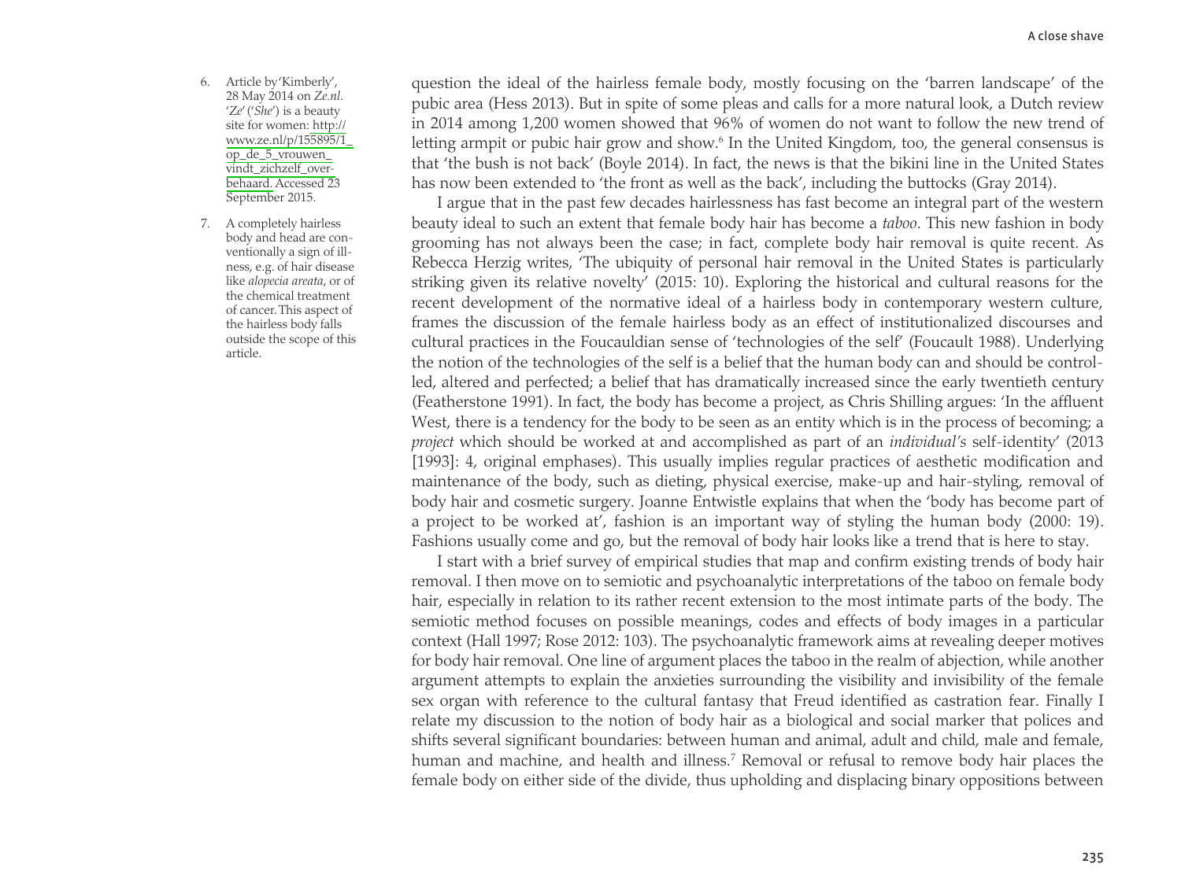question the ideal of the hairless female body, mostly focusing on the 'barren landscape' of the pubic area (Hess 2013). But in spite of some pleas and calls for a more natural look, a Dutch review in 2014 among 1,200 women showed that 96% of women do not want to follow the new trend of letting armpit or pubic hair grow and show.[6] In the United Kingdom, too, the general consensus is that 'the bush is not back' (Boyle 2014). In fact, the news is that the bikini line in the United States has now been extended to 'the front as well as the back', including the buttocks (Gray 2014).

I argue that in the past few decades hairlessness has fast become an integral part of the western beauty ideal to such an extent that female body hair has become a *taboo*. This new fashion in body grooming has not always been the case; in fact, complete body hair removal is quite recent. As Rebecca Herzig writes, 'The ubiquity of personal hair removal in the United States is particularly striking given its relative novelty' (2015: 10). Exploring the historical and cultural reasons for the recent development of the normative ideal of a hairless body in contemporary western culture, frames the discussion of the female hairless body as an effect of institutionalized discourses and cultural practices in the Foucauldian sense of 'technologies of the self' (Foucault 1988). Underlying the notion of the technologies of the self is a belief that the human body can and should be controlled, altered and perfected; a belief that has dramatically increased since the early twentieth century (Featherstone 1991). In fact, the body has become a project, as Chris Shilling argues: 'In the affluent West, there is a tendency for the body to be seen as an entity which is in the process of becoming; a *project* which should be worked at and accomplished as part of an *individual's* self-identity' (2013 [1993]: 4, original emphases). This usually implies regular practices of aesthetic modification and maintenance of the body, such as dieting, physical exercise, make-up and hair-styling, removal of body hair and cosmetic surgery. Joanne Entwistle explains that when the 'body has become part of a project to be worked at', fashion is an important way of styling the human body (2000: 19). Fashions usually come and go, but the removal of body hair looks like a trend that is here to stay.

I start with a brief survey of empirical studies that map and confirm existing trends of body hair removal. I then move on to semiotic and psychoanalytic interpretations of the taboo on female body hair, especially in relation to its rather recent extension to the most intimate parts of the body. The semiotic method focuses on possible meanings, codes and effects of body images in a particular context (Hall 1997; Rose 2012: 103). The psychoanalytic framework aims at revealing deeper motives for body hair removal. One line of argument places the taboo in the realm of abjection, while another argument attempts to explain the anxieties surrounding the visibility and invisibility of the female sex organ with reference to the cultural fantasy that Freud identified as castration fear. Finally I relate my discussion to the notion of body hair as a biological and social marker that polices and shifts several significant boundaries: between human and animal, adult and child, male and female, human and machine, and health and illness.[7] Removal or refusal to remove body hair places the female body on either side of the divide, thus upholding and displacing binary oppositions between

6. Article by 'Kimberly', 28 May 2014 on *Ze.nl*. '*Ze*' ('*She*') is a beauty site for women: http://www.ze.nl/p/155895/1_op_de_5_vrouwen_vindt_zichzelf_overbehaard. Accessed 23 September 2015.

7. A completely hairless body and head are conventionally a sign of illness, e.g. of hair disease like *alopecia areata*, or of the chemical treatment of cancer. This aspect of the hairless body falls outside the scope of this article.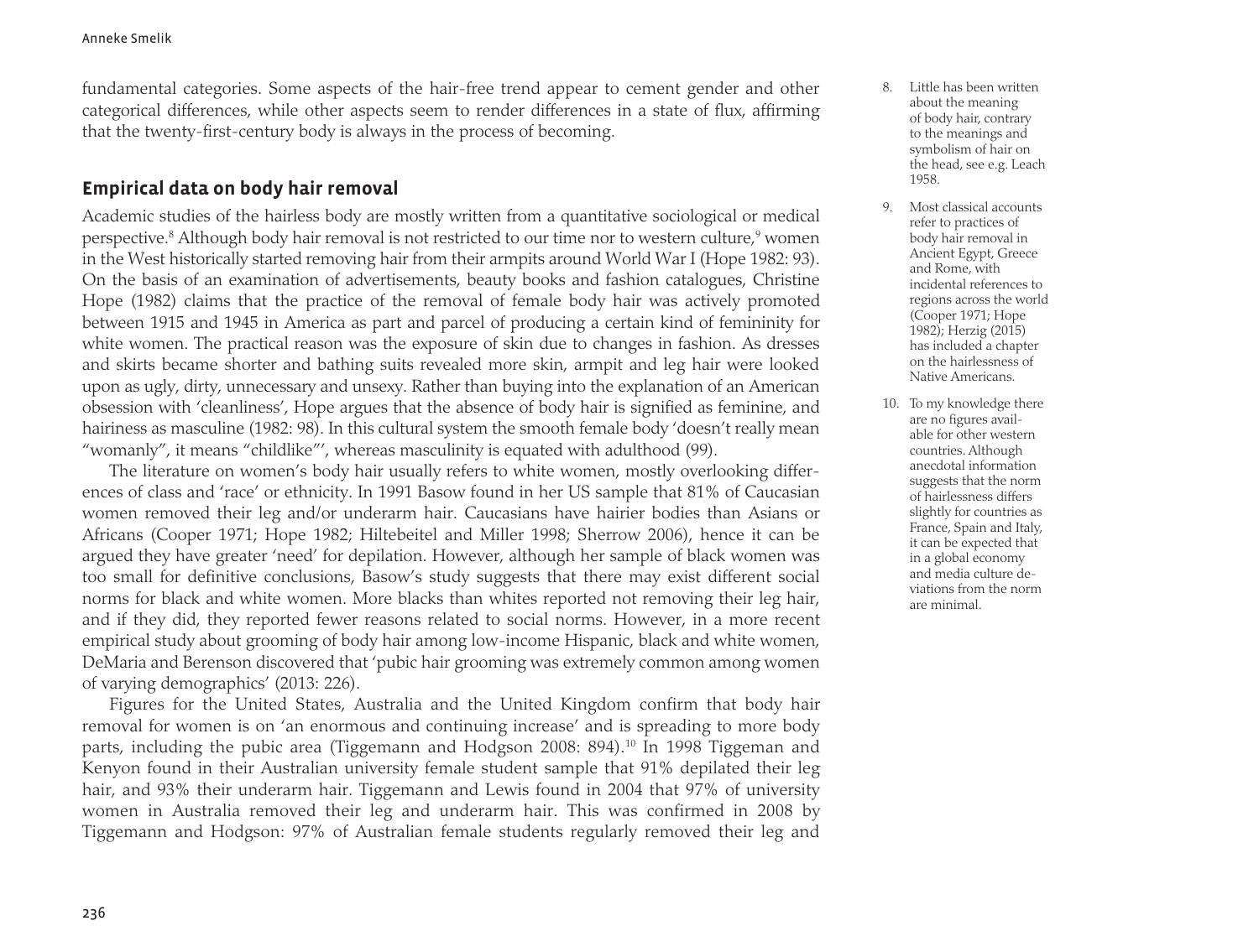fundamental categories. Some aspects of the hair-free trend appear to cement gender and other categorical differences, while other aspects seem to render differences in a state of flux, affirming that the twenty-first-century body is always in the process of becoming.

## Empirical data on body hair removal

Academic studies of the hairless body are mostly written from a quantitative sociological or medical perspective.[8] Although body hair removal is not restricted to our time nor to western culture,[9] women in the West historically started removing hair from their armpits around World War I (Hope 1982: 93). On the basis of an examination of advertisements, beauty books and fashion catalogues, Christine Hope (1982) claims that the practice of the removal of female body hair was actively promoted between 1915 and 1945 in America as part and parcel of producing a certain kind of femininity for white women. The practical reason was the exposure of skin due to changes in fashion. As dresses and skirts became shorter and bathing suits revealed more skin, armpit and leg hair were looked upon as ugly, dirty, unnecessary and unsexy. Rather than buying into the explanation of an American obsession with 'cleanliness', Hope argues that the absence of body hair is signified as feminine, and hairiness as masculine (1982: 98). In this cultural system the smooth female body 'doesn't really mean "womanly", it means "childlike"', whereas masculinity is equated with adulthood (99).

The literature on women's body hair usually refers to white women, mostly overlooking differences of class and 'race' or ethnicity. In 1991 Basow found in her US sample that 81% of Caucasian women removed their leg and/or underarm hair. Caucasians have hairier bodies than Asians or Africans (Cooper 1971; Hope 1982; Hiltebeitel and Miller 1998; Sherrow 2006), hence it can be argued they have greater 'need' for depilation. However, although her sample of black women was too small for definitive conclusions, Basow's study suggests that there may exist different social norms for black and white women. More blacks than whites reported not removing their leg hair, and if they did, they reported fewer reasons related to social norms. However, in a more recent empirical study about grooming of body hair among low-income Hispanic, black and white women, DeMaria and Berenson discovered that 'pubic hair grooming was extremely common among women of varying demographics' (2013: 226).

Figures for the United States, Australia and the United Kingdom confirm that body hair removal for women is on 'an enormous and continuing increase' and is spreading to more body parts, including the pubic area (Tiggemann and Hodgson 2008: 894).[10] In 1998 Tiggeman and Kenyon found in their Australian university female student sample that 91% depilated their leg hair, and 93% their underarm hair. Tiggemann and Lewis found in 2004 that 97% of university women in Australia removed their leg and underarm hair. This was confirmed in 2008 by Tiggemann and Hodgson: 97% of Australian female students regularly removed their leg and

8. Little has been written about the meaning of body hair, contrary to the meanings and symbolism of hair on the head, see e.g. Leach 1958.

9. Most classical accounts refer to practices of body hair removal in Ancient Egypt, Greece and Rome, with incidental references to regions across the world (Cooper 1971; Hope 1982); Herzig (2015) has included a chapter on the hairlessness of Native Americans.

10. To my knowledge there are no figures available for other western countries. Although anecdotal information suggests that the norm of hairlessness differs slightly for countries as France, Spain and Italy, it can be expected that in a global economy and media culture deviations from the norm are minimal.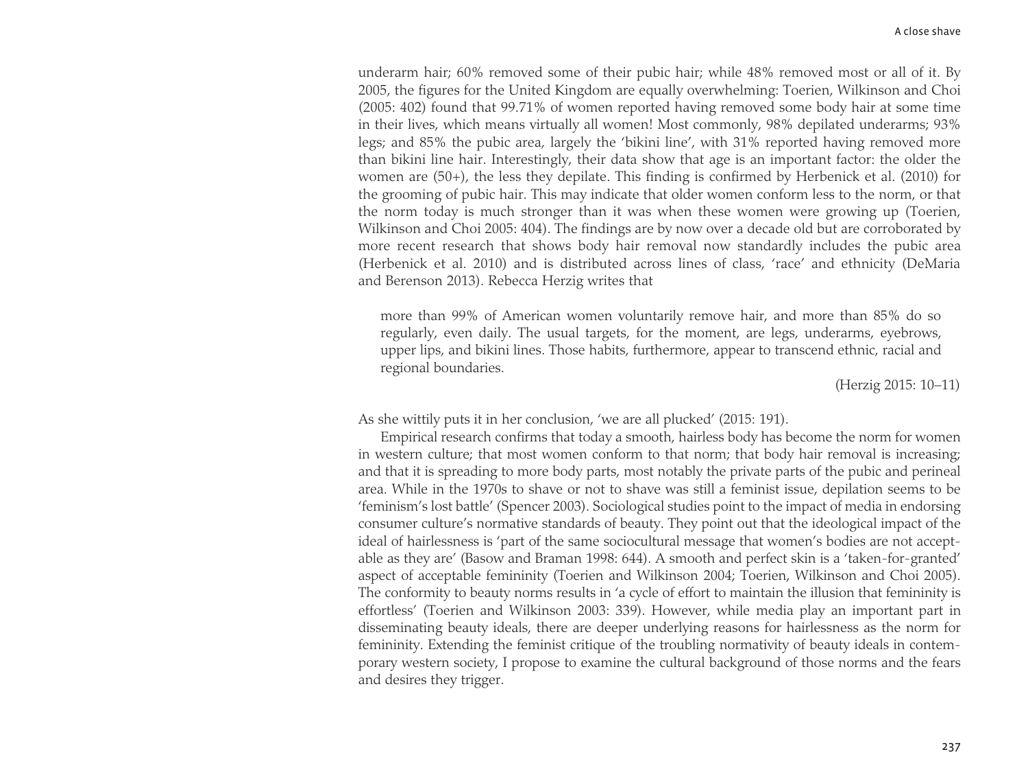underarm hair; 60% removed some of their pubic hair; while 48% removed most or all of it. By 2005, the figures for the United Kingdom are equally overwhelming: Toerien, Wilkinson and Choi (2005: 402) found that 99.71% of women reported having removed some body hair at some time in their lives, which means virtually all women! Most commonly, 98% depilated underarms; 93% legs; and 85% the pubic area, largely the 'bikini line', with 31% reported having removed more than bikini line hair. Interestingly, their data show that age is an important factor: the older the women are (50+), the less they depilate. This finding is confirmed by Herbenick et al. (2010) for the grooming of pubic hair. This may indicate that older women conform less to the norm, or that the norm today is much stronger than it was when these women were growing up (Toerien, Wilkinson and Choi 2005: 404). The findings are by now over a decade old but are corroborated by more recent research that shows body hair removal now standardly includes the pubic area (Herbenick et al. 2010) and is distributed across lines of class, 'race' and ethnicity (DeMaria and Berenson 2013). Rebecca Herzig writes that

> more than 99% of American women voluntarily remove hair, and more than 85% do so regularly, even daily. The usual targets, for the moment, are legs, underarms, eyebrows, upper lips, and bikini lines. Those habits, furthermore, appear to transcend ethnic, racial and regional boundaries.
>
> (Herzig 2015: 10–11)

As she wittily puts it in her conclusion, 'we are all plucked' (2015: 191).

Empirical research confirms that today a smooth, hairless body has become the norm for women in western culture; that most women conform to that norm; that body hair removal is increasing; and that it is spreading to more body parts, most notably the private parts of the pubic and perineal area. While in the 1970s to shave or not to shave was still a feminist issue, depilation seems to be 'feminism's lost battle' (Spencer 2003). Sociological studies point to the impact of media in endorsing consumer culture's normative standards of beauty. They point out that the ideological impact of the ideal of hairlessness is 'part of the same sociocultural message that women's bodies are not acceptable as they are' (Basow and Braman 1998: 644). A smooth and perfect skin is a 'taken-for-granted' aspect of acceptable femininity (Toerien and Wilkinson 2004; Toerien, Wilkinson and Choi 2005). The conformity to beauty norms results in 'a cycle of effort to maintain the illusion that femininity is effortless' (Toerien and Wilkinson 2003: 339). However, while media play an important part in disseminating beauty ideals, there are deeper underlying reasons for hairlessness as the norm for femininity. Extending the feminist critique of the troubling normativity of beauty ideals in contemporary western society, I propose to examine the cultural background of those norms and the fears and desires they trigger.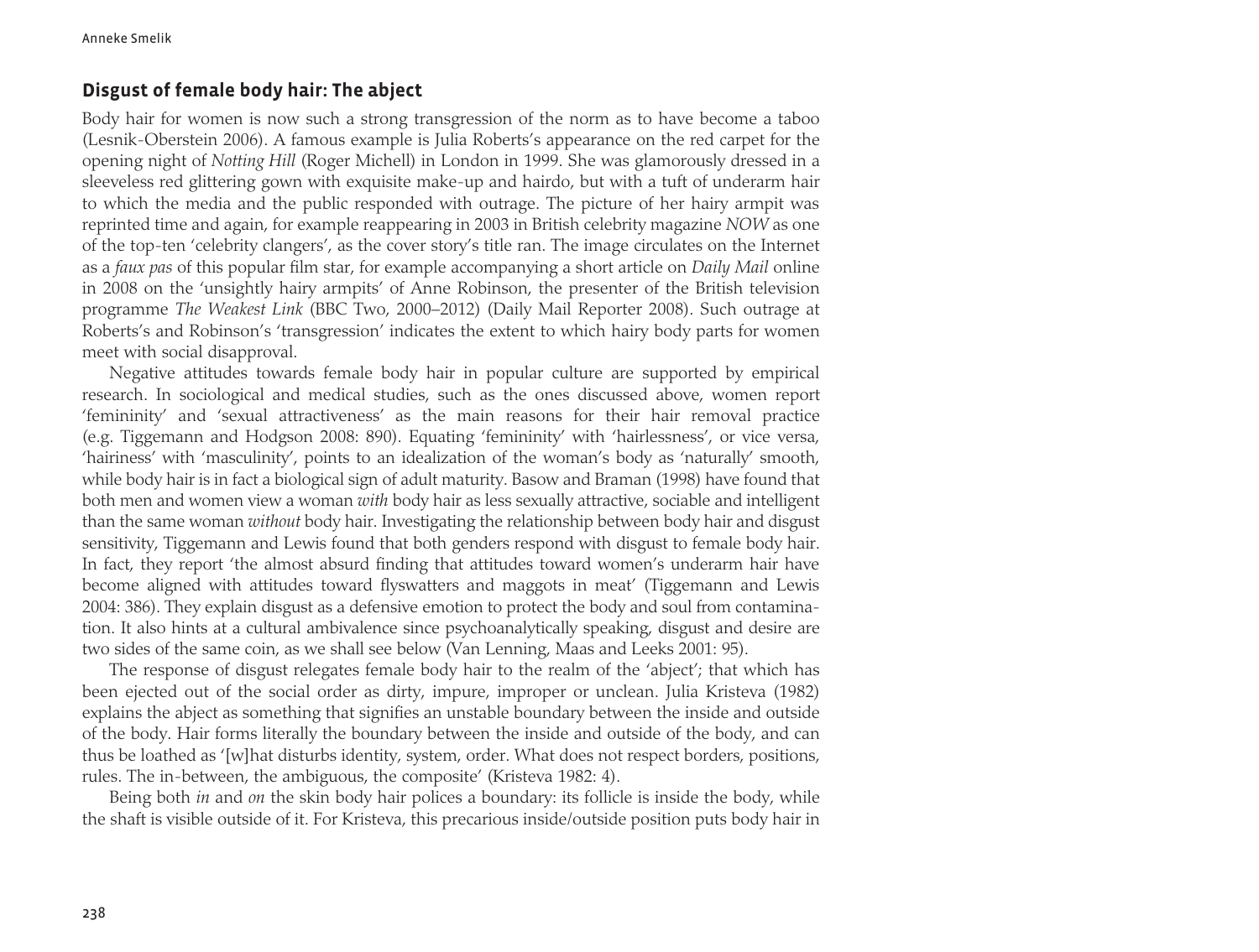## Disgust of female body hair: The abject

Body hair for women is now such a strong transgression of the norm as to have become a taboo (Lesnik-Oberstein 2006). A famous example is Julia Roberts's appearance on the red carpet for the opening night of *Notting Hill* (Roger Michell) in London in 1999. She was glamorously dressed in a sleeveless red glittering gown with exquisite make-up and hairdo, but with a tuft of underarm hair to which the media and the public responded with outrage. The picture of her hairy armpit was reprinted time and again, for example reappearing in 2003 in British celebrity magazine *NOW* as one of the top-ten 'celebrity clangers', as the cover story's title ran. The image circulates on the Internet as a *faux pas* of this popular film star, for example accompanying a short article on *Daily Mail* online in 2008 on the 'unsightly hairy armpits' of Anne Robinson, the presenter of the British television programme *The Weakest Link* (BBC Two, 2000–2012) (Daily Mail Reporter 2008). Such outrage at Roberts's and Robinson's 'transgression' indicates the extent to which hairy body parts for women meet with social disapproval.

Negative attitudes towards female body hair in popular culture are supported by empirical research. In sociological and medical studies, such as the ones discussed above, women report 'femininity' and 'sexual attractiveness' as the main reasons for their hair removal practice (e.g. Tiggemann and Hodgson 2008: 890). Equating 'femininity' with 'hairlessness', or vice versa, 'hairiness' with 'masculinity', points to an idealization of the woman's body as 'naturally' smooth, while body hair is in fact a biological sign of adult maturity. Basow and Braman (1998) have found that both men and women view a woman *with* body hair as less sexually attractive, sociable and intelligent than the same woman *without* body hair. Investigating the relationship between body hair and disgust sensitivity, Tiggemann and Lewis found that both genders respond with disgust to female body hair. In fact, they report 'the almost absurd finding that attitudes toward women's underarm hair have become aligned with attitudes toward flyswatters and maggots in meat' (Tiggemann and Lewis 2004: 386). They explain disgust as a defensive emotion to protect the body and soul from contamination. It also hints at a cultural ambivalence since psychoanalytically speaking, disgust and desire are two sides of the same coin, as we shall see below (Van Lenning, Maas and Leeks 2001: 95).

The response of disgust relegates female body hair to the realm of the 'abject'; that which has been ejected out of the social order as dirty, impure, improper or unclean. Julia Kristeva (1982) explains the abject as something that signifies an unstable boundary between the inside and outside of the body. Hair forms literally the boundary between the inside and outside of the body, and can thus be loathed as '[w]hat disturbs identity, system, order. What does not respect borders, positions, rules. The in-between, the ambiguous, the composite' (Kristeva 1982: 4).

Being both *in* and *on* the skin body hair polices a boundary: its follicle is inside the body, while the shaft is visible outside of it. For Kristeva, this precarious inside/outside position puts body hair in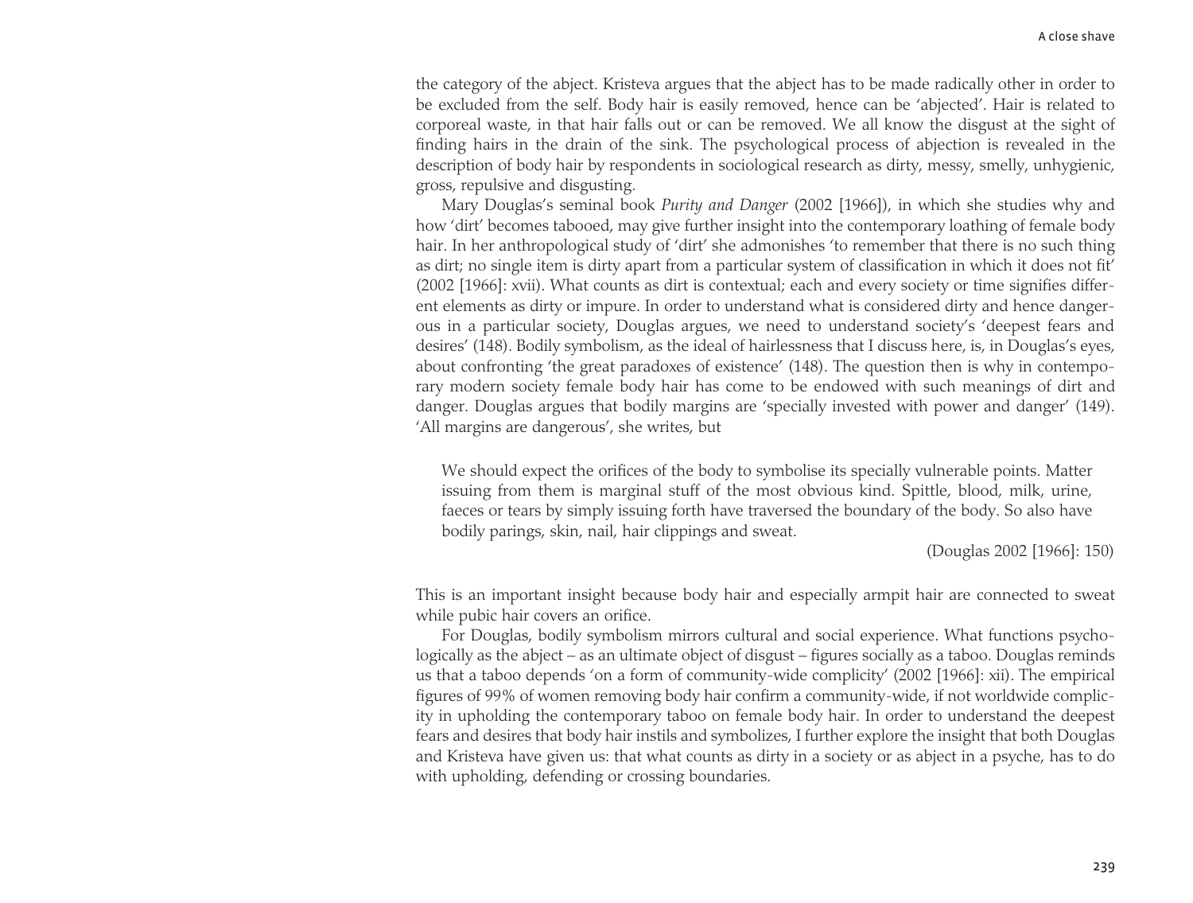the category of the abject. Kristeva argues that the abject has to be made radically other in order to be excluded from the self. Body hair is easily removed, hence can be 'abjected'. Hair is related to corporeal waste, in that hair falls out or can be removed. We all know the disgust at the sight of finding hairs in the drain of the sink. The psychological process of abjection is revealed in the description of body hair by respondents in sociological research as dirty, messy, smelly, unhygienic, gross, repulsive and disgusting.

Mary Douglas's seminal book *Purity and Danger* (2002 [1966]), in which she studies why and how 'dirt' becomes tabooed, may give further insight into the contemporary loathing of female body hair. In her anthropological study of 'dirt' she admonishes 'to remember that there is no such thing as dirt; no single item is dirty apart from a particular system of classification in which it does not fit' (2002 [1966]: xvii). What counts as dirt is contextual; each and every society or time signifies different elements as dirty or impure. In order to understand what is considered dirty and hence dangerous in a particular society, Douglas argues, we need to understand society's 'deepest fears and desires' (148). Bodily symbolism, as the ideal of hairlessness that I discuss here, is, in Douglas's eyes, about confronting 'the great paradoxes of existence' (148). The question then is why in contemporary modern society female body hair has come to be endowed with such meanings of dirt and danger. Douglas argues that bodily margins are 'specially invested with power and danger' (149). 'All margins are dangerous', she writes, but

> We should expect the orifices of the body to symbolise its specially vulnerable points. Matter issuing from them is marginal stuff of the most obvious kind. Spittle, blood, milk, urine, faeces or tears by simply issuing forth have traversed the boundary of the body. So also have bodily parings, skin, nail, hair clippings and sweat.
>
> (Douglas 2002 [1966]: 150)

This is an important insight because body hair and especially armpit hair are connected to sweat while pubic hair covers an orifice.

For Douglas, bodily symbolism mirrors cultural and social experience. What functions psychologically as the abject – as an ultimate object of disgust – figures socially as a taboo. Douglas reminds us that a taboo depends 'on a form of community-wide complicity' (2002 [1966]: xii). The empirical figures of 99% of women removing body hair confirm a community-wide, if not worldwide complicity in upholding the contemporary taboo on female body hair. In order to understand the deepest fears and desires that body hair instils and symbolizes, I further explore the insight that both Douglas and Kristeva have given us: that what counts as dirty in a society or as abject in a psyche, has to do with upholding, defending or crossing boundaries.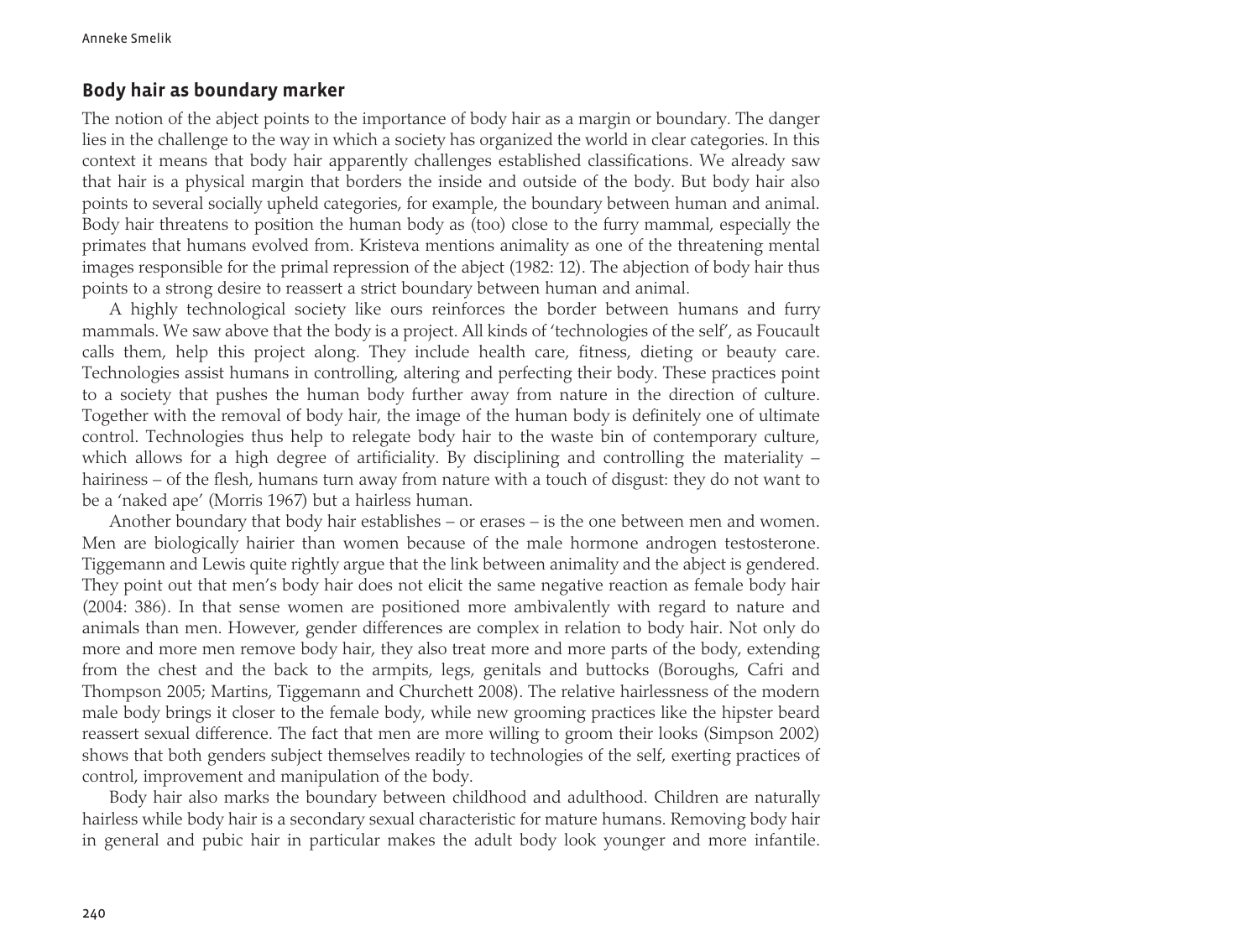## Body hair as boundary marker

The notion of the abject points to the importance of body hair as a margin or boundary. The danger lies in the challenge to the way in which a society has organized the world in clear categories. In this context it means that body hair apparently challenges established classifications. We already saw that hair is a physical margin that borders the inside and outside of the body. But body hair also points to several socially upheld categories, for example, the boundary between human and animal. Body hair threatens to position the human body as (too) close to the furry mammal, especially the primates that humans evolved from. Kristeva mentions animality as one of the threatening mental images responsible for the primal repression of the abject (1982: 12). The abjection of body hair thus points to a strong desire to reassert a strict boundary between human and animal.

A highly technological society like ours reinforces the border between humans and furry mammals. We saw above that the body is a project. All kinds of 'technologies of the self', as Foucault calls them, help this project along. They include health care, fitness, dieting or beauty care. Technologies assist humans in controlling, altering and perfecting their body. These practices point to a society that pushes the human body further away from nature in the direction of culture. Together with the removal of body hair, the image of the human body is definitely one of ultimate control. Technologies thus help to relegate body hair to the waste bin of contemporary culture, which allows for a high degree of artificiality. By disciplining and controlling the materiality – hairiness – of the flesh, humans turn away from nature with a touch of disgust: they do not want to be a 'naked ape' (Morris 1967) but a hairless human.

Another boundary that body hair establishes – or erases – is the one between men and women. Men are biologically hairier than women because of the male hormone androgen testosterone. Tiggemann and Lewis quite rightly argue that the link between animality and the abject is gendered. They point out that men's body hair does not elicit the same negative reaction as female body hair (2004: 386). In that sense women are positioned more ambivalently with regard to nature and animals than men. However, gender differences are complex in relation to body hair. Not only do more and more men remove body hair, they also treat more and more parts of the body, extending from the chest and the back to the armpits, legs, genitals and buttocks (Boroughs, Cafri and Thompson 2005; Martins, Tiggemann and Churchett 2008). The relative hairlessness of the modern male body brings it closer to the female body, while new grooming practices like the hipster beard reassert sexual difference. The fact that men are more willing to groom their looks (Simpson 2002) shows that both genders subject themselves readily to technologies of the self, exerting practices of control, improvement and manipulation of the body.

Body hair also marks the boundary between childhood and adulthood. Children are naturally hairless while body hair is a secondary sexual characteristic for mature humans. Removing body hair in general and pubic hair in particular makes the adult body look younger and more infantile.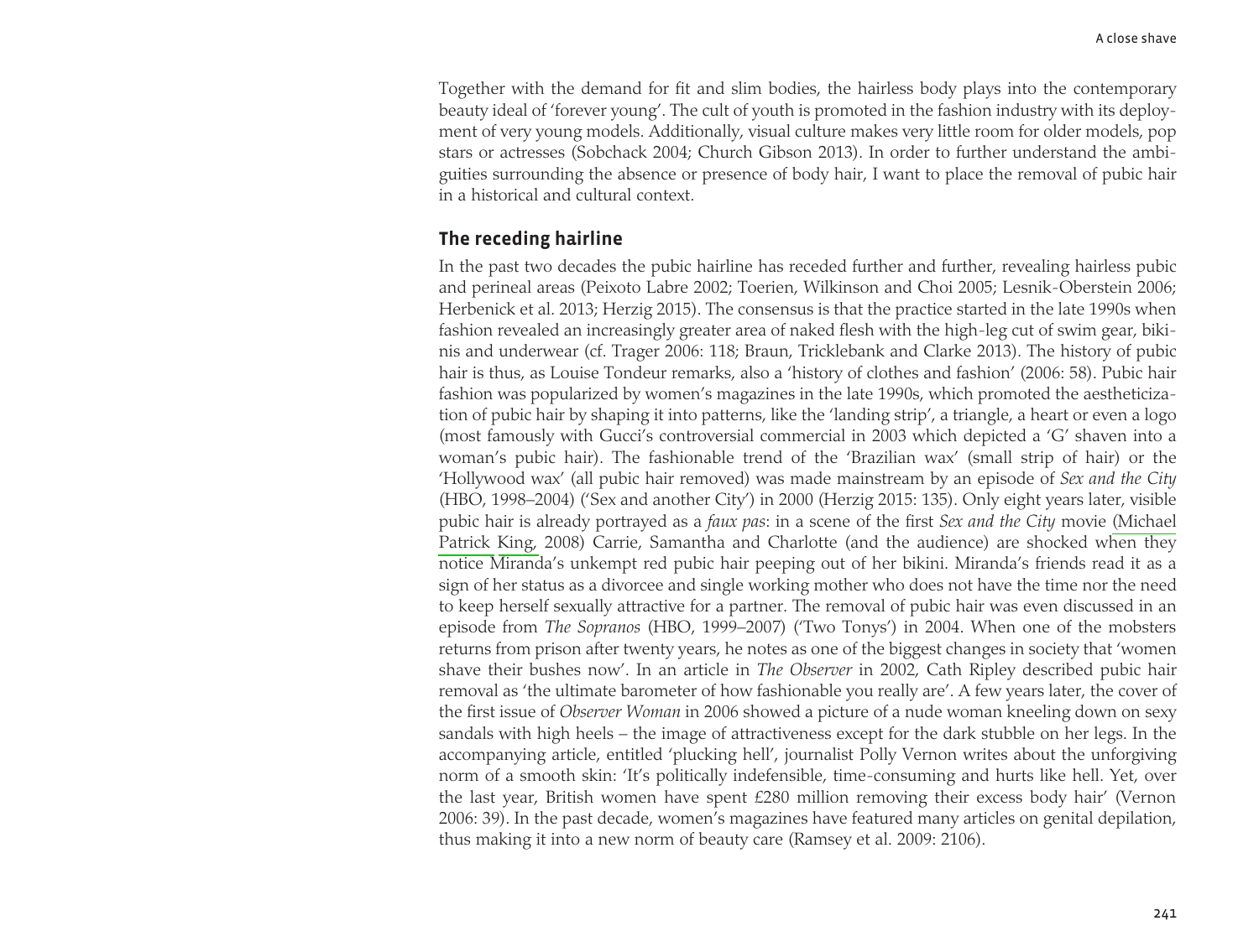Together with the demand for fit and slim bodies, the hairless body plays into the contemporary beauty ideal of 'forever young'. The cult of youth is promoted in the fashion industry with its deployment of very young models. Additionally, visual culture makes very little room for older models, pop stars or actresses (Sobchack 2004; Church Gibson 2013). In order to further understand the ambiguities surrounding the absence or presence of body hair, I want to place the removal of pubic hair in a historical and cultural context.

## The receding hairline

In the past two decades the pubic hairline has receded further and further, revealing hairless pubic and perineal areas (Peixoto Labre 2002; Toerien, Wilkinson and Choi 2005; Lesnik-Oberstein 2006; Herbenick et al. 2013; Herzig 2015). The consensus is that the practice started in the late 1990s when fashion revealed an increasingly greater area of naked flesh with the high-leg cut of swim gear, bikinis and underwear (cf. Trager 2006: 118; Braun, Tricklebank and Clarke 2013). The history of pubic hair is thus, as Louise Tondeur remarks, also a 'history of clothes and fashion' (2006: 58). Pubic hair fashion was popularized by women's magazines in the late 1990s, which promoted the aestheticization of pubic hair by shaping it into patterns, like the 'landing strip', a triangle, a heart or even a logo (most famously with Gucci's controversial commercial in 2003 which depicted a 'G' shaven into a woman's pubic hair). The fashionable trend of the 'Brazilian wax' (small strip of hair) or the 'Hollywood wax' (all pubic hair removed) was made mainstream by an episode of *Sex and the City* (HBO, 1998–2004) ('Sex and another City') in 2000 (Herzig 2015: 135). Only eight years later, visible pubic hair is already portrayed as a *faux pas*: in a scene of the first *Sex and the City* movie (Michael Patrick King, 2008) Carrie, Samantha and Charlotte (and the audience) are shocked when they notice Miranda's unkempt red pubic hair peeping out of her bikini. Miranda's friends read it as a sign of her status as a divorcee and single working mother who does not have the time nor the need to keep herself sexually attractive for a partner. The removal of pubic hair was even discussed in an episode from *The Sopranos* (HBO, 1999–2007) ('Two Tonys') in 2004. When one of the mobsters returns from prison after twenty years, he notes as one of the biggest changes in society that 'women shave their bushes now'. In an article in *The Observer* in 2002, Cath Ripley described pubic hair removal as 'the ultimate barometer of how fashionable you really are'. A few years later, the cover of the first issue of *Observer Woman* in 2006 showed a picture of a nude woman kneeling down on sexy sandals with high heels – the image of attractiveness except for the dark stubble on her legs. In the accompanying article, entitled 'plucking hell', journalist Polly Vernon writes about the unforgiving norm of a smooth skin: 'It's politically indefensible, time-consuming and hurts like hell. Yet, over the last year, British women have spent £280 million removing their excess body hair' (Vernon 2006: 39). In the past decade, women's magazines have featured many articles on genital depilation, thus making it into a new norm of beauty care (Ramsey et al. 2009: 2106).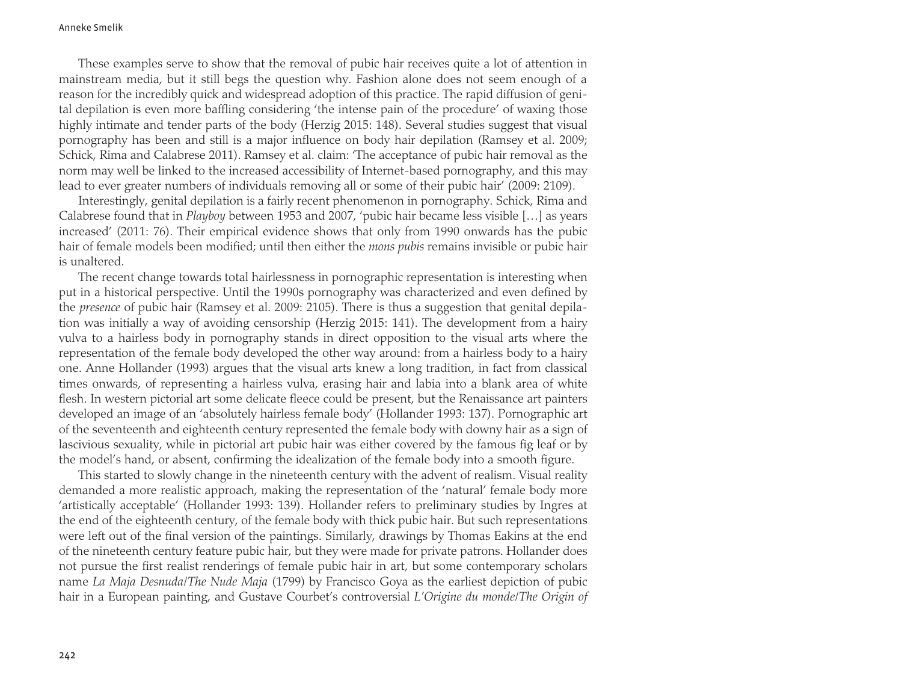These examples serve to show that the removal of pubic hair receives quite a lot of attention in mainstream media, but it still begs the question why. Fashion alone does not seem enough of a reason for the incredibly quick and widespread adoption of this practice. The rapid diffusion of genital depilation is even more baffling considering 'the intense pain of the procedure' of waxing those highly intimate and tender parts of the body (Herzig 2015: 148). Several studies suggest that visual pornography has been and still is a major influence on body hair depilation (Ramsey et al. 2009; Schick, Rima and Calabrese 2011). Ramsey et al. claim: 'The acceptance of pubic hair removal as the norm may well be linked to the increased accessibility of Internet-based pornography, and this may lead to ever greater numbers of individuals removing all or some of their pubic hair' (2009: 2109).

Interestingly, genital depilation is a fairly recent phenomenon in pornography. Schick, Rima and Calabrese found that in *Playboy* between 1953 and 2007, 'pubic hair became less visible […] as years increased' (2011: 76). Their empirical evidence shows that only from 1990 onwards has the pubic hair of female models been modified; until then either the *mons pubis* remains invisible or pubic hair is unaltered.

The recent change towards total hairlessness in pornographic representation is interesting when put in a historical perspective. Until the 1990s pornography was characterized and even defined by the *presence* of pubic hair (Ramsey et al. 2009: 2105). There is thus a suggestion that genital depilation was initially a way of avoiding censorship (Herzig 2015: 141). The development from a hairy vulva to a hairless body in pornography stands in direct opposition to the visual arts where the representation of the female body developed the other way around: from a hairless body to a hairy one. Anne Hollander (1993) argues that the visual arts knew a long tradition, in fact from classical times onwards, of representing a hairless vulva, erasing hair and labia into a blank area of white flesh. In western pictorial art some delicate fleece could be present, but the Renaissance art painters developed an image of an 'absolutely hairless female body' (Hollander 1993: 137). Pornographic art of the seventeenth and eighteenth century represented the female body with downy hair as a sign of lascivious sexuality, while in pictorial art pubic hair was either covered by the famous fig leaf or by the model's hand, or absent, confirming the idealization of the female body into a smooth figure.

This started to slowly change in the nineteenth century with the advent of realism. Visual reality demanded a more realistic approach, making the representation of the 'natural' female body more 'artistically acceptable' (Hollander 1993: 139). Hollander refers to preliminary studies by Ingres at the end of the eighteenth century, of the female body with thick pubic hair. But such representations were left out of the final version of the paintings. Similarly, drawings by Thomas Eakins at the end of the nineteenth century feature pubic hair, but they were made for private patrons. Hollander does not pursue the first realist renderings of female pubic hair in art, but some contemporary scholars name *La Maja Desnuda/The Nude Maja* (1799) by Francisco Goya as the earliest depiction of pubic hair in a European painting, and Gustave Courbet's controversial *L'Origine du monde/The Origin of*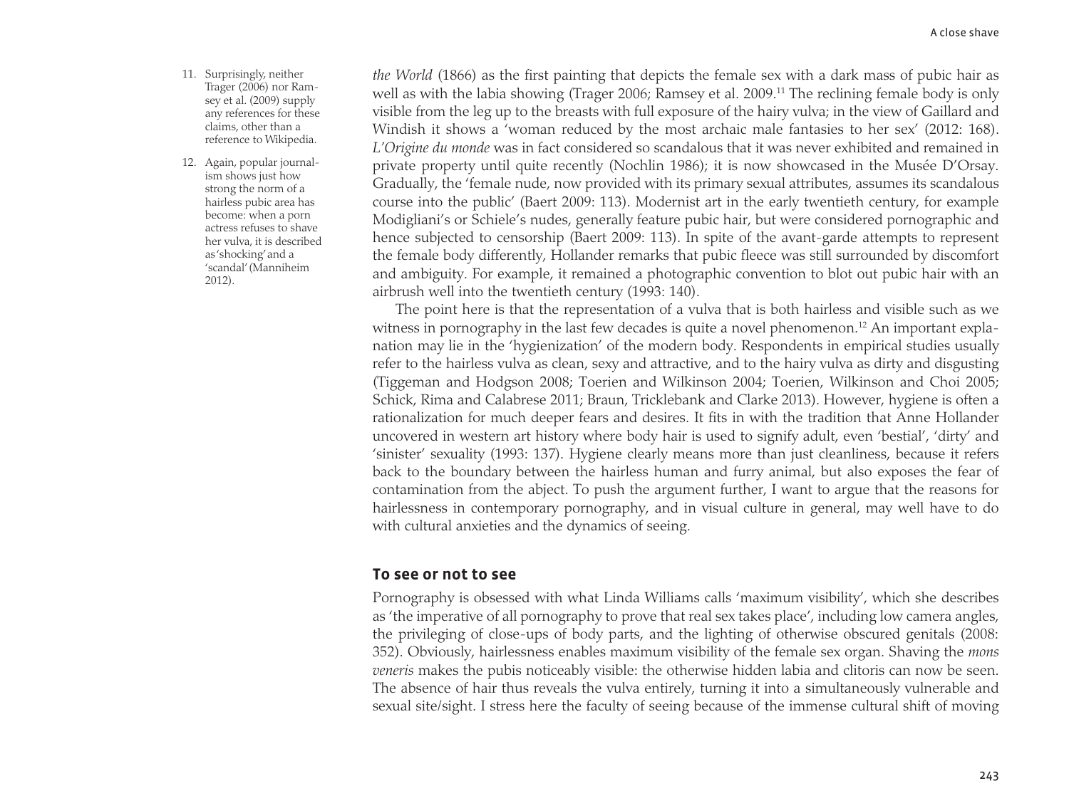*the World* (1866) as the first painting that depicts the female sex with a dark mass of pubic hair as well as with the labia showing (Trager 2006; Ramsey et al. 2009.[11] The reclining female body is only visible from the leg up to the breasts with full exposure of the hairy vulva; in the view of Gaillard and Windish it shows a 'woman reduced by the most archaic male fantasies to her sex' (2012: 168). *L'Origine du monde* was in fact considered so scandalous that it was never exhibited and remained in private property until quite recently (Nochlin 1986); it is now showcased in the Musée D'Orsay. Gradually, the 'female nude, now provided with its primary sexual attributes, assumes its scandalous course into the public' (Baert 2009: 113). Modernist art in the early twentieth century, for example Modigliani's or Schiele's nudes, generally feature pubic hair, but were considered pornographic and hence subjected to censorship (Baert 2009: 113). In spite of the avant-garde attempts to represent the female body differently, Hollander remarks that pubic fleece was still surrounded by discomfort and ambiguity. For example, it remained a photographic convention to blot out pubic hair with an airbrush well into the twentieth century (1993: 140).

The point here is that the representation of a vulva that is both hairless and visible such as we witness in pornography in the last few decades is quite a novel phenomenon.[12] An important explanation may lie in the 'hygienization' of the modern body. Respondents in empirical studies usually refer to the hairless vulva as clean, sexy and attractive, and to the hairy vulva as dirty and disgusting (Tiggeman and Hodgson 2008; Toerien and Wilkinson 2004; Toerien, Wilkinson and Choi 2005; Schick, Rima and Calabrese 2011; Braun, Tricklebank and Clarke 2013). However, hygiene is often a rationalization for much deeper fears and desires. It fits in with the tradition that Anne Hollander uncovered in western art history where body hair is used to signify adult, even 'bestial', 'dirty' and 'sinister' sexuality (1993: 137). Hygiene clearly means more than just cleanliness, because it refers back to the boundary between the hairless human and furry animal, but also exposes the fear of contamination from the abject. To push the argument further, I want to argue that the reasons for hairlessness in contemporary pornography, and in visual culture in general, may well have to do with cultural anxieties and the dynamics of seeing.

## To see or not to see

Pornography is obsessed with what Linda Williams calls 'maximum visibility', which she describes as 'the imperative of all pornography to prove that real sex takes place', including low camera angles, the privileging of close-ups of body parts, and the lighting of otherwise obscured genitals (2008: 352). Obviously, hairlessness enables maximum visibility of the female sex organ. Shaving the *mons veneris* makes the pubis noticeably visible: the otherwise hidden labia and clitoris can now be seen. The absence of hair thus reveals the vulva entirely, turning it into a simultaneously vulnerable and sexual site/sight. I stress here the faculty of seeing because of the immense cultural shift of moving

11. Surprisingly, neither Trager (2006) nor Ramsey et al. (2009) supply any references for these claims, other than a reference to Wikipedia.

12. Again, popular journalism shows just how strong the norm of a hairless pubic area has become: when a porn actress refuses to shave her vulva, it is described as 'shocking' and a 'scandal' (Manniheim 2012).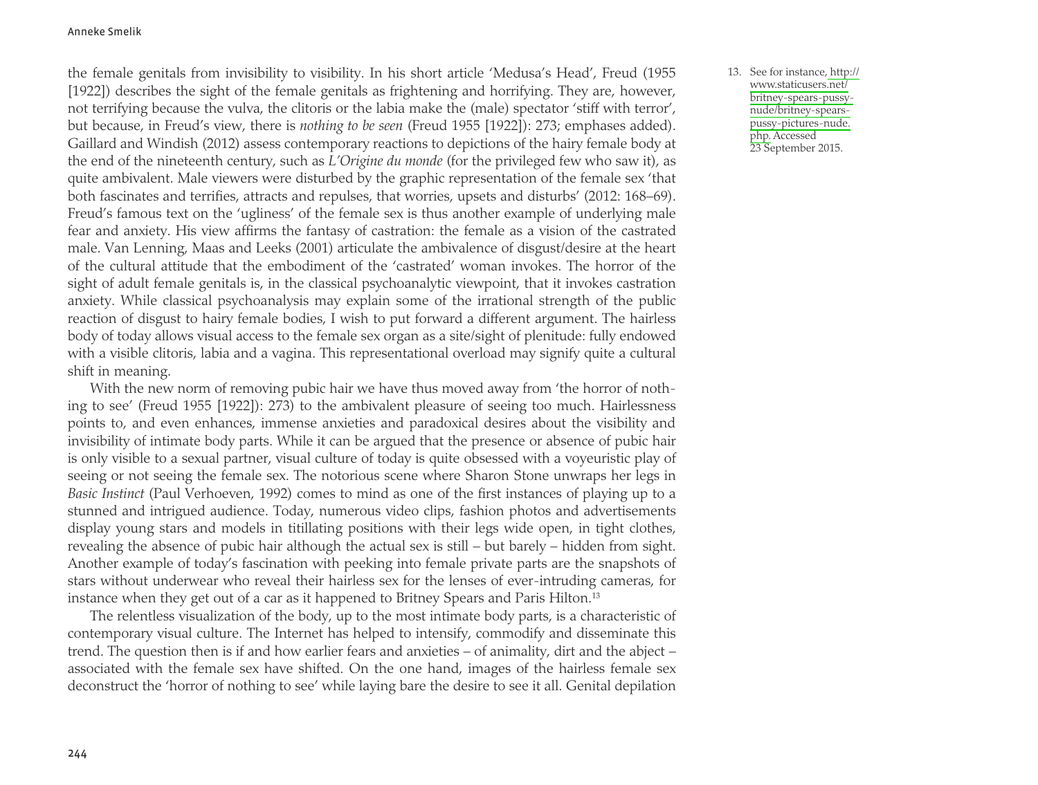the female genitals from invisibility to visibility. In his short article 'Medusa's Head', Freud (1955 [1922]) describes the sight of the female genitals as frightening and horrifying. They are, however, not terrifying because the vulva, the clitoris or the labia make the (male) spectator 'stiff with terror', but because, in Freud's view, there is *nothing to be seen* (Freud 1955 [1922]): 273; emphases added). Gaillard and Windish (2012) assess contemporary reactions to depictions of the hairy female body at the end of the nineteenth century, such as *L'Origine du monde* (for the privileged few who saw it), as quite ambivalent. Male viewers were disturbed by the graphic representation of the female sex 'that both fascinates and terrifies, attracts and repulses, that worries, upsets and disturbs' (2012: 168–69). Freud's famous text on the 'ugliness' of the female sex is thus another example of underlying male fear and anxiety. His view affirms the fantasy of castration: the female as a vision of the castrated male. Van Lenning, Maas and Leeks (2001) articulate the ambivalence of disgust/desire at the heart of the cultural attitude that the embodiment of the 'castrated' woman invokes. The horror of the sight of adult female genitals is, in the classical psychoanalytic viewpoint, that it invokes castration anxiety. While classical psychoanalysis may explain some of the irrational strength of the public reaction of disgust to hairy female bodies, I wish to put forward a different argument. The hairless body of today allows visual access to the female sex organ as a site/sight of plenitude: fully endowed with a visible clitoris, labia and a vagina. This representational overload may signify quite a cultural shift in meaning.

With the new norm of removing pubic hair we have thus moved away from 'the horror of nothing to see' (Freud 1955 [1922]): 273) to the ambivalent pleasure of seeing too much. Hairlessness points to, and even enhances, immense anxieties and paradoxical desires about the visibility and invisibility of intimate body parts. While it can be argued that the presence or absence of pubic hair is only visible to a sexual partner, visual culture of today is quite obsessed with a voyeuristic play of seeing or not seeing the female sex. The notorious scene where Sharon Stone unwraps her legs in *Basic Instinct* (Paul Verhoeven, 1992) comes to mind as one of the first instances of playing up to a stunned and intrigued audience. Today, numerous video clips, fashion photos and advertisements display young stars and models in titillating positions with their legs wide open, in tight clothes, revealing the absence of pubic hair although the actual sex is still – but barely – hidden from sight. Another example of today's fascination with peeking into female private parts are the snapshots of stars without underwear who reveal their hairless sex for the lenses of ever-intruding cameras, for instance when they get out of a car as it happened to Britney Spears and Paris Hilton.[13]

The relentless visualization of the body, up to the most intimate body parts, is a characteristic of contemporary visual culture. The Internet has helped to intensify, commodify and disseminate this trend. The question then is if and how earlier fears and anxieties – of animality, dirt and the abject – associated with the female sex have shifted. On the one hand, images of the hairless female sex deconstruct the 'horror of nothing to see' while laying bare the desire to see it all. Genital depilation

13. See for instance, http://www.staticusers.net/britney-spears-pussy-nude/britney-spears-pussy-pictures-nude.php. Accessed 23 September 2015.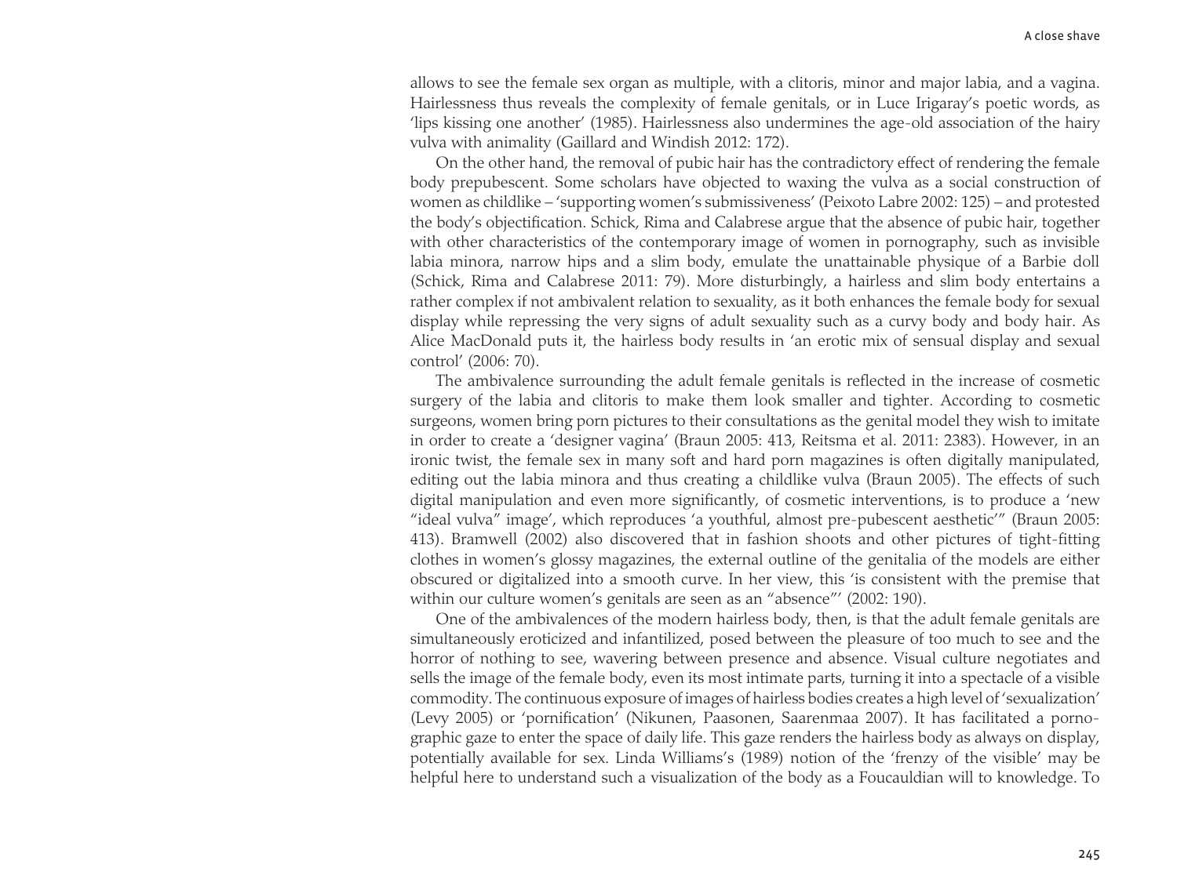allows to see the female sex organ as multiple, with a clitoris, minor and major labia, and a vagina. Hairlessness thus reveals the complexity of female genitals, or in Luce Irigaray's poetic words, as 'lips kissing one another' (1985). Hairlessness also undermines the age-old association of the hairy vulva with animality (Gaillard and Windish 2012: 172).

On the other hand, the removal of pubic hair has the contradictory effect of rendering the female body prepubescent. Some scholars have objected to waxing the vulva as a social construction of women as childlike – 'supporting women's submissiveness' (Peixoto Labre 2002: 125) – and protested the body's objectification. Schick, Rima and Calabrese argue that the absence of pubic hair, together with other characteristics of the contemporary image of women in pornography, such as invisible labia minora, narrow hips and a slim body, emulate the unattainable physique of a Barbie doll (Schick, Rima and Calabrese 2011: 79). More disturbingly, a hairless and slim body entertains a rather complex if not ambivalent relation to sexuality, as it both enhances the female body for sexual display while repressing the very signs of adult sexuality such as a curvy body and body hair. As Alice MacDonald puts it, the hairless body results in 'an erotic mix of sensual display and sexual control' (2006: 70).

The ambivalence surrounding the adult female genitals is reflected in the increase of cosmetic surgery of the labia and clitoris to make them look smaller and tighter. According to cosmetic surgeons, women bring porn pictures to their consultations as the genital model they wish to imitate in order to create a 'designer vagina' (Braun 2005: 413, Reitsma et al. 2011: 2383). However, in an ironic twist, the female sex in many soft and hard porn magazines is often digitally manipulated, editing out the labia minora and thus creating a childlike vulva (Braun 2005). The effects of such digital manipulation and even more significantly, of cosmetic interventions, is to produce a 'new "ideal vulva" image', which reproduces 'a youthful, almost pre-pubescent aesthetic'" (Braun 2005: 413). Bramwell (2002) also discovered that in fashion shoots and other pictures of tight-fitting clothes in women's glossy magazines, the external outline of the genitalia of the models are either obscured or digitalized into a smooth curve. In her view, this 'is consistent with the premise that within our culture women's genitals are seen as an "absence"' (2002: 190).

One of the ambivalences of the modern hairless body, then, is that the adult female genitals are simultaneously eroticized and infantilized, posed between the pleasure of too much to see and the horror of nothing to see, wavering between presence and absence. Visual culture negotiates and sells the image of the female body, even its most intimate parts, turning it into a spectacle of a visible commodity. The continuous exposure of images of hairless bodies creates a high level of 'sexualization' (Levy 2005) or 'pornification' (Nikunen, Paasonen, Saarenmaa 2007). It has facilitated a pornographic gaze to enter the space of daily life. This gaze renders the hairless body as always on display, potentially available for sex. Linda Williams's (1989) notion of the 'frenzy of the visible' may be helpful here to understand such a visualization of the body as a Foucauldian will to knowledge. To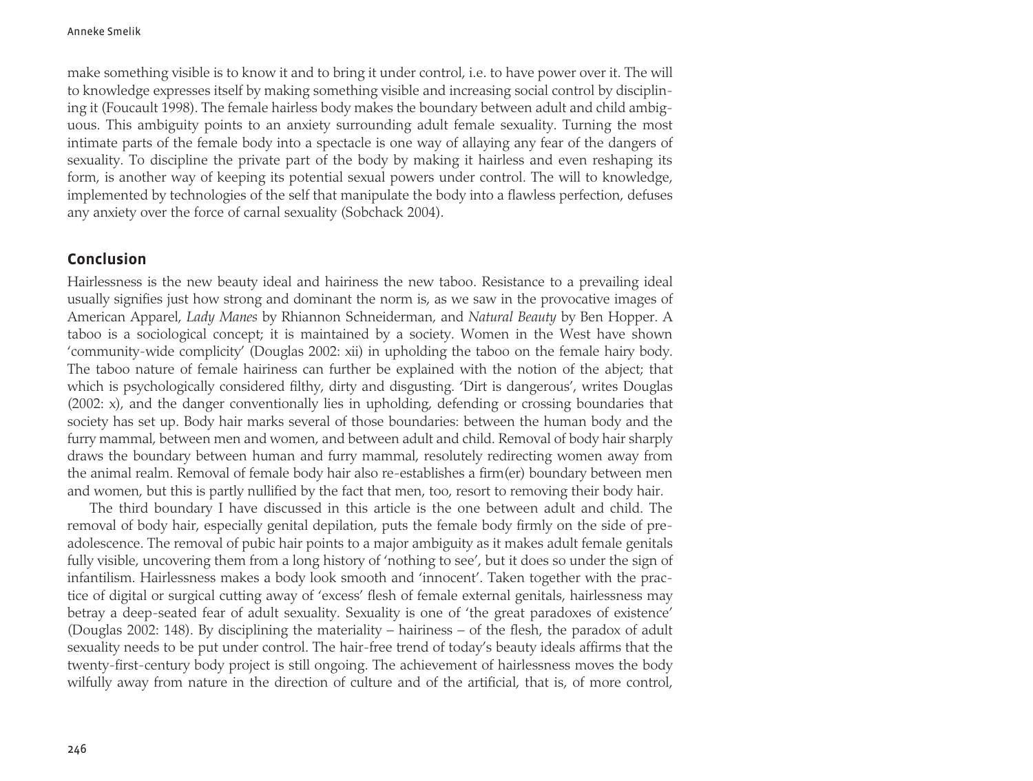make something visible is to know it and to bring it under control, i.e. to have power over it. The will to knowledge expresses itself by making something visible and increasing social control by disciplining it (Foucault 1998). The female hairless body makes the boundary between adult and child ambiguous. This ambiguity points to an anxiety surrounding adult female sexuality. Turning the most intimate parts of the female body into a spectacle is one way of allaying any fear of the dangers of sexuality. To discipline the private part of the body by making it hairless and even reshaping its form, is another way of keeping its potential sexual powers under control. The will to knowledge, implemented by technologies of the self that manipulate the body into a flawless perfection, defuses any anxiety over the force of carnal sexuality (Sobchack 2004).

## Conclusion

Hairlessness is the new beauty ideal and hairiness the new taboo. Resistance to a prevailing ideal usually signifies just how strong and dominant the norm is, as we saw in the provocative images of American Apparel, *Lady Manes* by Rhiannon Schneiderman, and *Natural Beauty* by Ben Hopper. A taboo is a sociological concept; it is maintained by a society. Women in the West have shown 'community-wide complicity' (Douglas 2002: xii) in upholding the taboo on the female hairy body. The taboo nature of female hairiness can further be explained with the notion of the abject; that which is psychologically considered filthy, dirty and disgusting. 'Dirt is dangerous', writes Douglas (2002: x), and the danger conventionally lies in upholding, defending or crossing boundaries that society has set up. Body hair marks several of those boundaries: between the human body and the furry mammal, between men and women, and between adult and child. Removal of body hair sharply draws the boundary between human and furry mammal, resolutely redirecting women away from the animal realm. Removal of female body hair also re-establishes a firm(er) boundary between men and women, but this is partly nullified by the fact that men, too, resort to removing their body hair.

The third boundary I have discussed in this article is the one between adult and child. The removal of body hair, especially genital depilation, puts the female body firmly on the side of pre-adolescence. The removal of pubic hair points to a major ambiguity as it makes adult female genitals fully visible, uncovering them from a long history of 'nothing to see', but it does so under the sign of infantilism. Hairlessness makes a body look smooth and 'innocent'. Taken together with the practice of digital or surgical cutting away of 'excess' flesh of female external genitals, hairlessness may betray a deep-seated fear of adult sexuality. Sexuality is one of 'the great paradoxes of existence' (Douglas 2002: 148). By disciplining the materiality – hairiness – of the flesh, the paradox of adult sexuality needs to be put under control. The hair-free trend of today's beauty ideals affirms that the twenty-first-century body project is still ongoing. The achievement of hairlessness moves the body wilfully away from nature in the direction of culture and of the artificial, that is, of more control,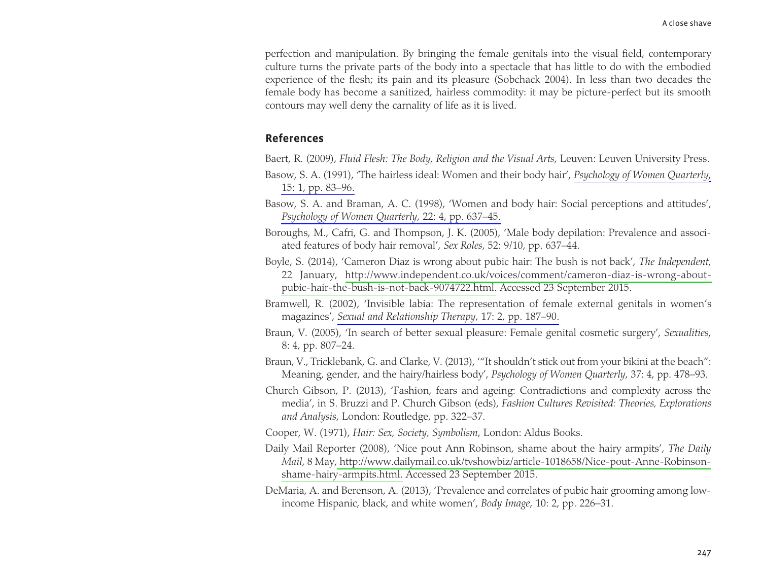perfection and manipulation. By bringing the female genitals into the visual field, contemporary culture turns the private parts of the body into a spectacle that has little to do with the embodied experience of the flesh; its pain and its pleasure (Sobchack 2004). In less than two decades the female body has become a sanitized, hairless commodity: it may be picture-perfect but its smooth contours may well deny the carnality of life as it is lived.

## References

Baert, R. (2009), *Fluid Flesh: The Body, Religion and the Visual Arts*, Leuven: Leuven University Press.

Basow, S. A. (1991), 'The hairless ideal: Women and their body hair', *Psychology of Women Quarterly*, 15: 1, pp. 83–96.

Basow, S. A. and Braman, A. C. (1998), 'Women and body hair: Social perceptions and attitudes', *Psychology of Women Quarterly*, 22: 4, pp. 637–45.

Boroughs, M., Cafri, G. and Thompson, J. K. (2005), 'Male body depilation: Prevalence and associated features of body hair removal', *Sex Roles*, 52: 9/10, pp. 637–44.

Boyle, S. (2014), 'Cameron Diaz is wrong about pubic hair: The bush is not back', *The Independent*, 22 January, http://www.independent.co.uk/voices/comment/cameron-diaz-is-wrong-about-pubic-hair-the-bush-is-not-back-9074722.html. Accessed 23 September 2015.

Bramwell, R. (2002), 'Invisible labia: The representation of female external genitals in women's magazines', *Sexual and Relationship Therapy*, 17: 2, pp. 187–90.

Braun, V. (2005), 'In search of better sexual pleasure: Female genital cosmetic surgery', *Sexualities*, 8: 4, pp. 807–24.

Braun, V., Tricklebank, G. and Clarke, V. (2013), '"It shouldn't stick out from your bikini at the beach": Meaning, gender, and the hairy/hairless body', *Psychology of Women Quarterly*, 37: 4, pp. 478–93.

Church Gibson, P. (2013), 'Fashion, fears and ageing: Contradictions and complexity across the media', in S. Bruzzi and P. Church Gibson (eds), *Fashion Cultures Revisited: Theories, Explorations and Analysis*, London: Routledge, pp. 322–37.

Cooper, W. (1971), *Hair: Sex, Society, Symbolism*, London: Aldus Books.

Daily Mail Reporter (2008), 'Nice pout Ann Robinson, shame about the hairy armpits', *The Daily Mail*, 8 May, http://www.dailymail.co.uk/tvshowbiz/article-1018658/Nice-pout-Anne-Robinson-shame-hairy-armpits.html. Accessed 23 September 2015.

DeMaria, A. and Berenson, A. (2013), 'Prevalence and correlates of pubic hair grooming among low-income Hispanic, black, and white women', *Body Image*, 10: 2, pp. 226–31.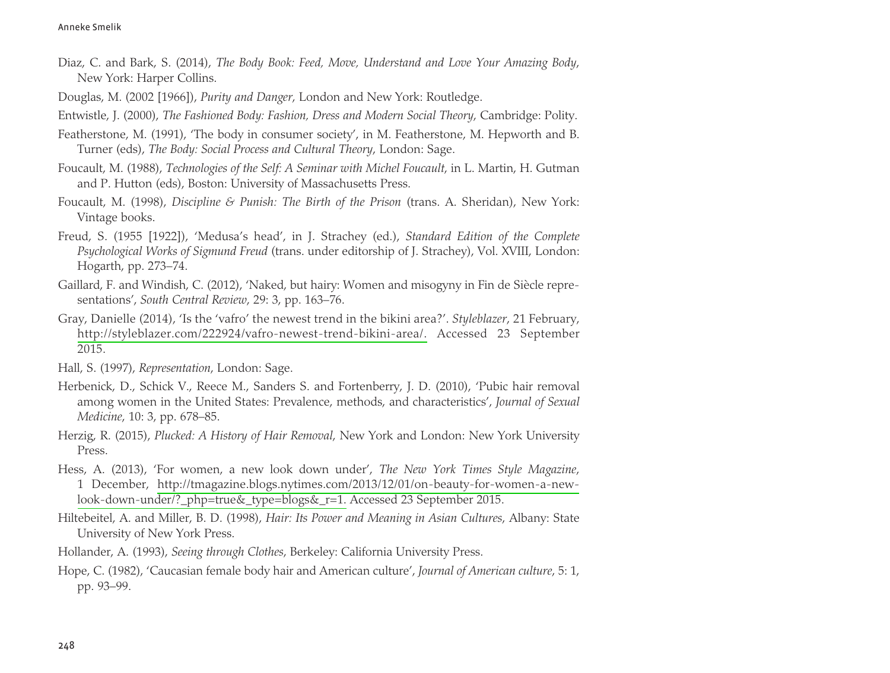Diaz, C. and Bark, S. (2014), *The Body Book: Feed, Move, Understand and Love Your Amazing Body*, New York: Harper Collins.

Douglas, M. (2002 [1966]), *Purity and Danger*, London and New York: Routledge.

Entwistle, J. (2000), *The Fashioned Body: Fashion, Dress and Modern Social Theory*, Cambridge: Polity.

Featherstone, M. (1991), 'The body in consumer society', in M. Featherstone, M. Hepworth and B. Turner (eds), *The Body: Social Process and Cultural Theory*, London: Sage.

Foucault, M. (1988), *Technologies of the Self: A Seminar with Michel Foucault*, in L. Martin, H. Gutman and P. Hutton (eds), Boston: University of Massachusetts Press.

Foucault, M. (1998), *Discipline & Punish: The Birth of the Prison* (trans. A. Sheridan), New York: Vintage books.

Freud, S. (1955 [1922]), 'Medusa's head', in J. Strachey (ed.), *Standard Edition of the Complete Psychological Works of Sigmund Freud* (trans. under editorship of J. Strachey), Vol. XVIII, London: Hogarth, pp. 273–74.

Gaillard, F. and Windish, C. (2012), 'Naked, but hairy: Women and misogyny in Fin de Siècle representations', *South Central Review*, 29: 3, pp. 163–76.

Gray, Danielle (2014), 'Is the 'vafro' the newest trend in the bikini area?'. *Styleblazer*, 21 February, http://styleblazer.com/222924/vafro-newest-trend-bikini-area/. Accessed 23 September 2015.

Hall, S. (1997), *Representation*, London: Sage.

Herbenick, D., Schick V., Reece M., Sanders S. and Fortenberry, J. D. (2010), 'Pubic hair removal among women in the United States: Prevalence, methods, and characteristics', *Journal of Sexual Medicine*, 10: 3, pp. 678–85.

Herzig, R. (2015), *Plucked: A History of Hair Removal*, New York and London: New York University Press.

Hess, A. (2013), 'For women, a new look down under', *The New York Times Style Magazine*, 1 December, http://tmagazine.blogs.nytimes.com/2013/12/01/on-beauty-for-women-a-new-look-down-under/?_php=true&_type=blogs&_r=1. Accessed 23 September 2015.

Hiltebeitel, A. and Miller, B. D. (1998), *Hair: Its Power and Meaning in Asian Cultures*, Albany: State University of New York Press.

Hollander, A. (1993), *Seeing through Clothes*, Berkeley: California University Press.

Hope, C. (1982), 'Caucasian female body hair and American culture', *Journal of American culture*, 5: 1, pp. 93–99.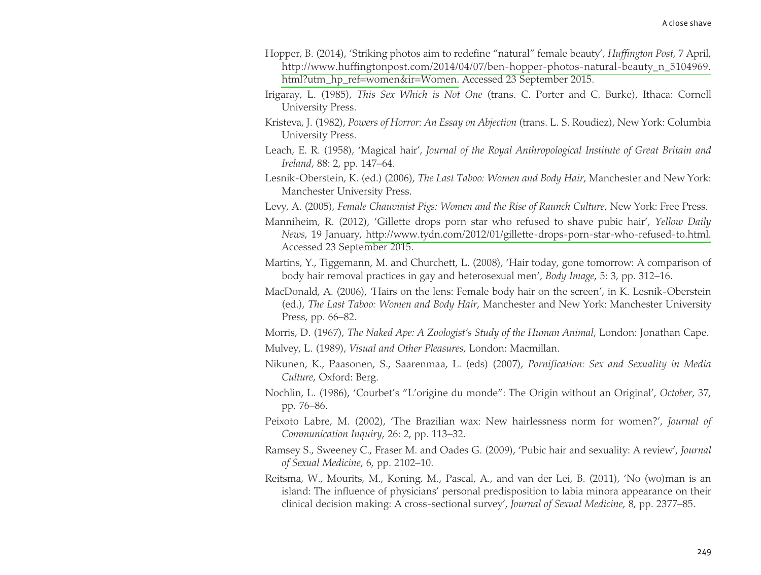Hopper, B. (2014), 'Striking photos aim to redefine "natural" female beauty', *Huffington Post*, 7 April, http://www.huffingtonpost.com/2014/04/07/ben-hopper-photos-natural-beauty_n_5104969.html?utm_hp_ref=women&ir=Women. Accessed 23 September 2015.

Irigaray, L. (1985), *This Sex Which is Not One* (trans. C. Porter and C. Burke), Ithaca: Cornell University Press.

Kristeva, J. (1982), *Powers of Horror: An Essay on Abjection* (trans. L. S. Roudiez), New York: Columbia University Press.

Leach, E. R. (1958), 'Magical hair', *Journal of the Royal Anthropological Institute of Great Britain and Ireland*, 88: 2, pp. 147–64.

Lesnik-Oberstein, K. (ed.) (2006), *The Last Taboo: Women and Body Hair*, Manchester and New York: Manchester University Press.

Levy, A. (2005), *Female Chauvinist Pigs: Women and the Rise of Raunch Culture*, New York: Free Press.

Manniheim, R. (2012), 'Gillette drops porn star who refused to shave pubic hair', *Yellow Daily News*, 19 January, http://www.tydn.com/2012/01/gillette-drops-porn-star-who-refused-to.html. Accessed 23 September 2015.

Martins, Y., Tiggemann, M. and Churchett, L. (2008), 'Hair today, gone tomorrow: A comparison of body hair removal practices in gay and heterosexual men', *Body Image*, 5: 3, pp. 312–16.

MacDonald, A. (2006), 'Hairs on the lens: Female body hair on the screen', in K. Lesnik-Oberstein (ed.), *The Last Taboo: Women and Body Hair*, Manchester and New York: Manchester University Press, pp. 66–82.

Morris, D. (1967), *The Naked Ape: A Zoologist's Study of the Human Animal*, London: Jonathan Cape.

Mulvey, L. (1989), *Visual and Other Pleasures*, London: Macmillan.

Nikunen, K., Paasonen, S., Saarenmaa, L. (eds) (2007), *Pornification: Sex and Sexuality in Media Culture*, Oxford: Berg.

Nochlin, L. (1986), 'Courbet's "L'origine du monde": The Origin without an Original', *October*, 37, pp. 76–86.

Peixoto Labre, M. (2002), 'The Brazilian wax: New hairlessness norm for women?', *Journal of Communication Inquiry*, 26: 2, pp. 113–32.

Ramsey S., Sweeney C., Fraser M. and Oades G. (2009), 'Pubic hair and sexuality: A review', *Journal of Sexual Medicine*, 6, pp. 2102–10.

Reitsma, W., Mourits, M., Koning, M., Pascal, A., and van der Lei, B. (2011), 'No (wo)man is an island: The influence of physicians' personal predisposition to labia minora appearance on their clinical decision making: A cross-sectional survey', *Journal of Sexual Medicine*, 8, pp. 2377–85.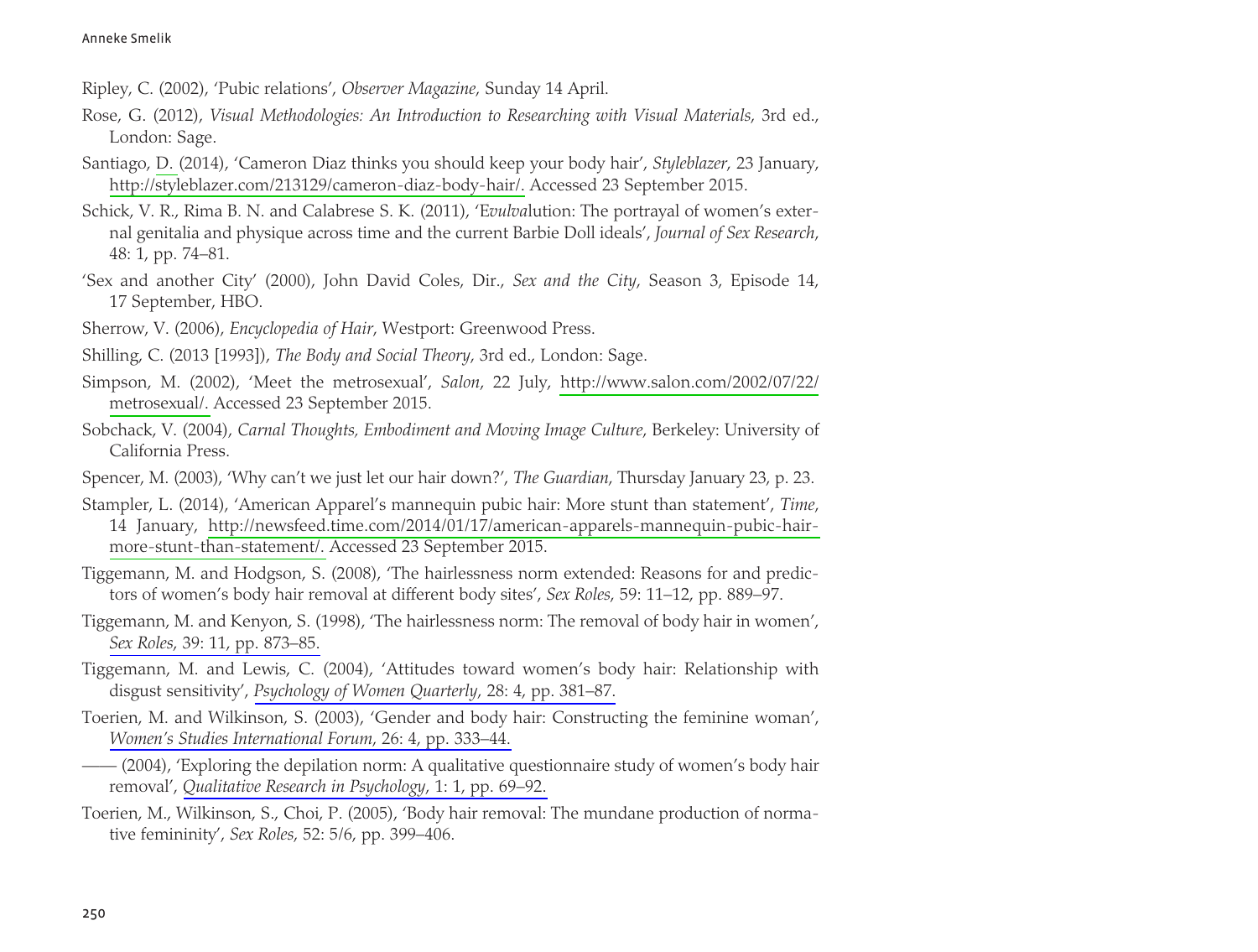Ripley, C. (2002), 'Pubic relations', *Observer Magazine*, Sunday 14 April.

Rose, G. (2012), *Visual Methodologies: An Introduction to Researching with Visual Materials*, 3rd ed., London: Sage.

Santiago, D. (2014), 'Cameron Diaz thinks you should keep your body hair', *Styleblazer*, 23 January, http://styleblazer.com/213129/cameron-diaz-body-hair/. Accessed 23 September 2015.

Schick, V. R., Rima B. N. and Calabrese S. K. (2011), 'E*vulva*lution: The portrayal of women's external genitalia and physique across time and the current Barbie Doll ideals', *Journal of Sex Research*, 48: 1, pp. 74–81.

'Sex and another City' (2000), John David Coles, Dir., *Sex and the City*, Season 3, Episode 14, 17 September, HBO.

Sherrow, V. (2006), *Encyclopedia of Hair*, Westport: Greenwood Press.

Shilling, C. (2013 [1993]), *The Body and Social Theory*, 3rd ed., London: Sage.

Simpson, M. (2002), 'Meet the metrosexual', *Salon*, 22 July, http://www.salon.com/2002/07/22/metrosexual/. Accessed 23 September 2015.

Sobchack, V. (2004), *Carnal Thoughts, Embodiment and Moving Image Culture*, Berkeley: University of California Press.

Spencer, M. (2003), 'Why can't we just let our hair down?', *The Guardian*, Thursday January 23, p. 23.

Stampler, L. (2014), 'American Apparel's mannequin pubic hair: More stunt than statement', *Time*, 14 January, http://newsfeed.time.com/2014/01/17/american-apparels-mannequin-pubic-hair-more-stunt-than-statement/. Accessed 23 September 2015.

Tiggemann, M. and Hodgson, S. (2008), 'The hairlessness norm extended: Reasons for and predictors of women's body hair removal at different body sites', *Sex Roles*, 59: 11–12, pp. 889–97.

Tiggemann, M. and Kenyon, S. (1998), 'The hairlessness norm: The removal of body hair in women', *Sex Roles*, 39: 11, pp. 873–85.

Tiggemann, M. and Lewis, C. (2004), 'Attitudes toward women's body hair: Relationship with disgust sensitivity', *Psychology of Women Quarterly*, 28: 4, pp. 381–87.

Toerien, M. and Wilkinson, S. (2003), 'Gender and body hair: Constructing the feminine woman', *Women's Studies International Forum*, 26: 4, pp. 333–44.

—— (2004), 'Exploring the depilation norm: A qualitative questionnaire study of women's body hair removal', *Qualitative Research in Psychology*, 1: 1, pp. 69–92.

Toerien, M., Wilkinson, S., Choi, P. (2005), 'Body hair removal: The mundane production of normative femininity', *Sex Roles*, 52: 5/6, pp. 399–406.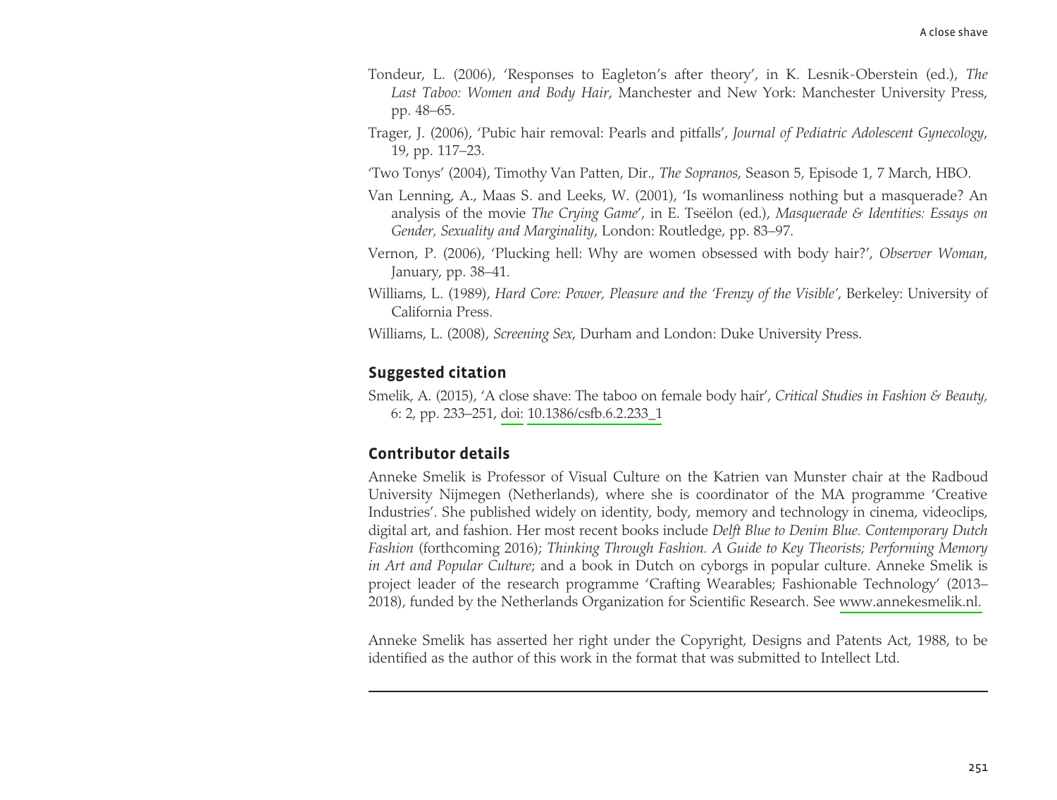Tondeur, L. (2006), 'Responses to Eagleton's after theory', in K. Lesnik-Oberstein (ed.), *The Last Taboo: Women and Body Hair*, Manchester and New York: Manchester University Press, pp. 48–65.

Trager, J. (2006), 'Pubic hair removal: Pearls and pitfalls', *Journal of Pediatric Adolescent Gynecology*, 19, pp. 117–23.

'Two Tonys' (2004), Timothy Van Patten, Dir., *The Sopranos*, Season 5, Episode 1, 7 March, HBO.

Van Lenning, A., Maas S. and Leeks, W. (2001), 'Is womanliness nothing but a masquerade? An analysis of the movie *The Crying Game*', in E. Tseëlon (ed.), *Masquerade & Identities: Essays on Gender, Sexuality and Marginality*, London: Routledge, pp. 83–97.

Vernon, P. (2006), 'Plucking hell: Why are women obsessed with body hair?', *Observer Woman*, January, pp. 38–41.

Williams, L. (1989), *Hard Core: Power, Pleasure and the 'Frenzy of the Visible'*, Berkeley: University of California Press.

Williams, L. (2008), *Screening Sex*, Durham and London: Duke University Press.

## Suggested citation

Smelik, A. (2015), 'A close shave: The taboo on female body hair', *Critical Studies in Fashion & Beauty*, 6: 2, pp. 233–251, doi: 10.1386/csfb.6.2.233_1

## Contributor details

Anneke Smelik is Professor of Visual Culture on the Katrien van Munster chair at the Radboud University Nijmegen (Netherlands), where she is coordinator of the MA programme 'Creative Industries'. She published widely on identity, body, memory and technology in cinema, videoclips, digital art, and fashion. Her most recent books include *Delft Blue to Denim Blue. Contemporary Dutch Fashion* (forthcoming 2016); *Thinking Through Fashion. A Guide to Key Theorists; Performing Memory in Art and Popular Culture*; and a book in Dutch on cyborgs in popular culture. Anneke Smelik is project leader of the research programme 'Crafting Wearables; Fashionable Technology' (2013–2018), funded by the Netherlands Organization for Scientific Research. See www.annekesmelik.nl.

Anneke Smelik has asserted her right under the Copyright, Designs and Patents Act, 1988, to be identified as the author of this work in the format that was submitted to Intellect Ltd.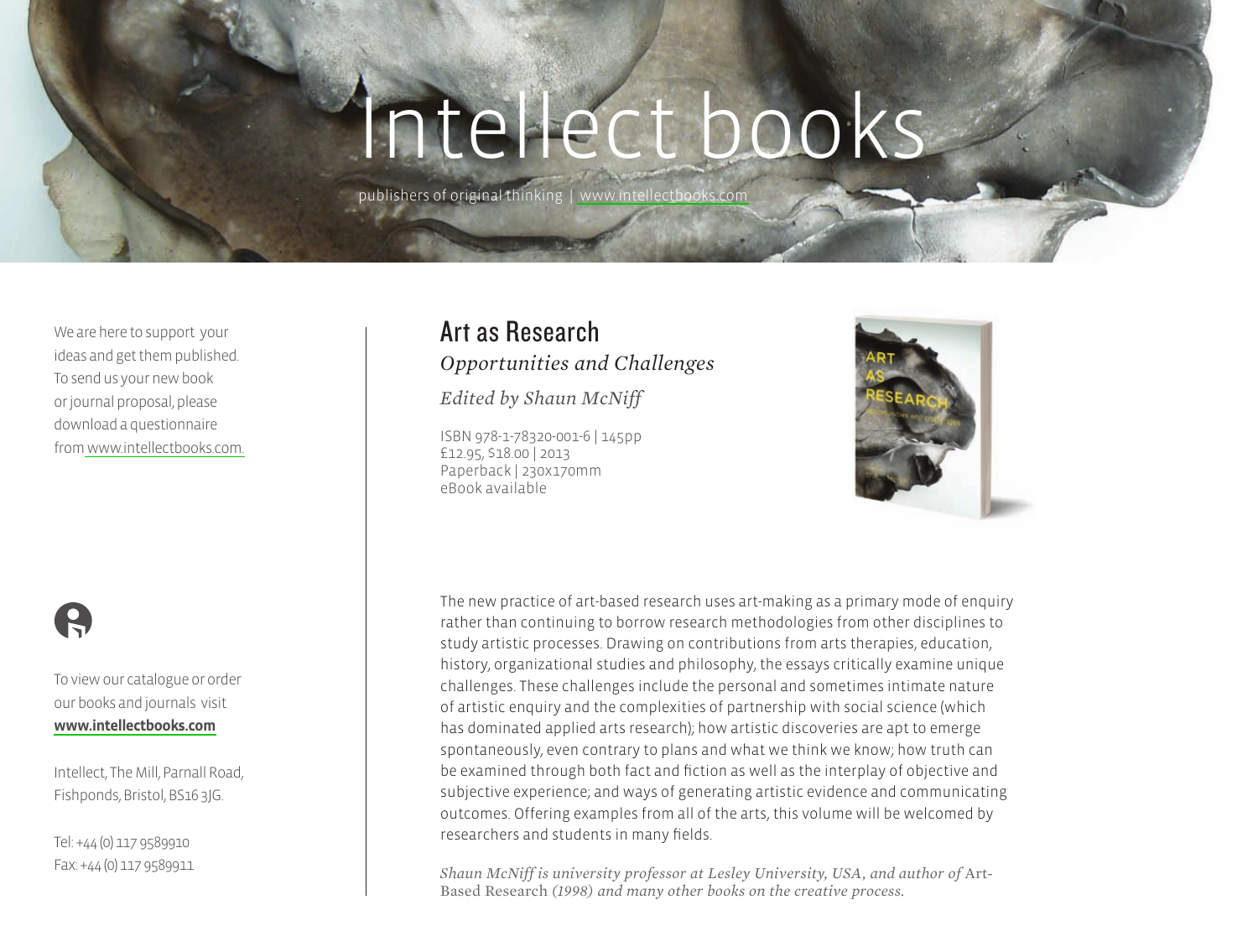# Intellect books

publishers of original thinking | www.intellectbooks.com

We are here to support your ideas and get them published. To send us your new book or journal proposal, please download a questionnaire from www.intellectbooks.com.

To view our catalogue or order our books and journals visit **www.intellectbooks.com**

Intellect, The Mill, Parnall Road, Fishponds, Bristol, BS16 3JG.

Tel: +44 (0) 117 9589910
Fax: +44 (0) 117 9589911

## Art as Research

*Opportunities and Challenges*

*Edited by Shaun McNiff*

ISBN 978-1-78320-001-6 | 145pp
£12.95, $18.00 | 2013
Paperback | 230x170mm
eBook available

The new practice of art-based research uses art-making as a primary mode of enquiry rather than continuing to borrow research methodologies from other disciplines to study artistic processes. Drawing on contributions from arts therapies, education, history, organizational studies and philosophy, the essays critically examine unique challenges. These challenges include the personal and sometimes intimate nature of artistic enquiry and the complexities of partnership with social science (which has dominated applied arts research); how artistic discoveries are apt to emerge spontaneously, even contrary to plans and what we think we know; how truth can be examined through both fact and fiction as well as the interplay of objective and subjective experience; and ways of generating artistic evidence and communicating outcomes. Offering examples from all of the arts, this volume will be welcomed by researchers and students in many fields.

*Shaun McNiff is university professor at Lesley University, USA, and author of* Art-Based Research *(1998) and many other books on the creative process.*